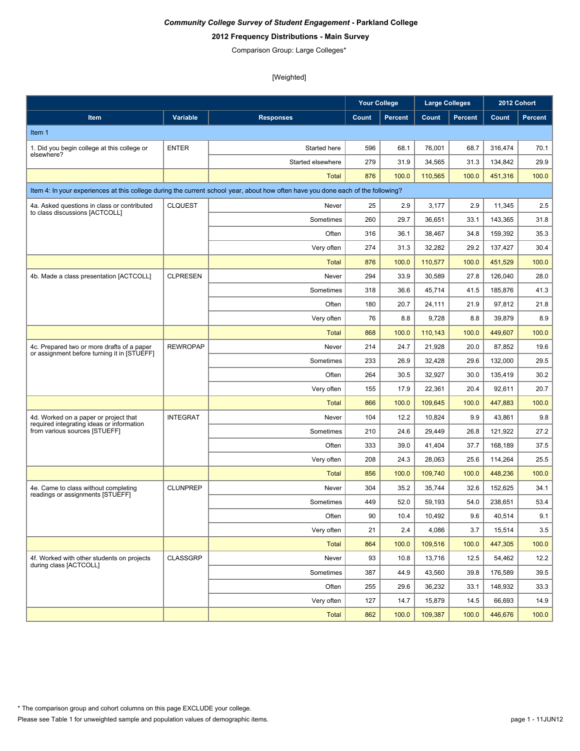***Community College Survey of Student Engagement* - Parkland College**

**2012 Frequency Distributions - Main Survey**

Comparison Group: Large Colleges*

[Weighted]

| Item | Variable | Responses | Your College Count | Your College Percent | Large Colleges Count | Large Colleges Percent | 2012 Cohort Count | 2012 Cohort Percent |
|---|---|---|---|---|---|---|---|---|
| **Item 1** | | | | | | | | |
| 1. Did you begin college at this college or elsewhere? | ENTER | Started here | 596 | 68.1 | 76,001 | 68.7 | 316,474 | 70.1 |
| | | Started elsewhere | 279 | 31.9 | 34,565 | 31.3 | 134,842 | 29.9 |
| | | Total | 876 | 100.0 | 110,565 | 100.0 | 451,316 | 100.0 |
| **Item 4: In your experiences at this college during the current school year, about how often have you done each of the following?** | | | | | | | | |
| 4a. Asked questions in class or contributed to class discussions [ACTCOLL] | CLQUEST | Never | 25 | 2.9 | 3,177 | 2.9 | 11,345 | 2.5 |
| | | Sometimes | 260 | 29.7 | 36,651 | 33.1 | 143,365 | 31.8 |
| | | Often | 316 | 36.1 | 38,467 | 34.8 | 159,392 | 35.3 |
| | | Very often | 274 | 31.3 | 32,282 | 29.2 | 137,427 | 30.4 |
| | | Total | 876 | 100.0 | 110,577 | 100.0 | 451,529 | 100.0 |
| 4b. Made a class presentation [ACTCOLL] | CLPRESEN | Never | 294 | 33.9 | 30,589 | 27.8 | 126,040 | 28.0 |
| | | Sometimes | 318 | 36.6 | 45,714 | 41.5 | 185,876 | 41.3 |
| | | Often | 180 | 20.7 | 24,111 | 21.9 | 97,812 | 21.8 |
| | | Very often | 76 | 8.8 | 9,728 | 8.8 | 39,879 | 8.9 |
| | | Total | 868 | 100.0 | 110,143 | 100.0 | 449,607 | 100.0 |
| 4c. Prepared two or more drafts of a paper or assignment before turning it in [STUEFF] | REWROPAP | Never | 214 | 24.7 | 21,928 | 20.0 | 87,852 | 19.6 |
| | | Sometimes | 233 | 26.9 | 32,428 | 29.6 | 132,000 | 29.5 |
| | | Often | 264 | 30.5 | 32,927 | 30.0 | 135,419 | 30.2 |
| | | Very often | 155 | 17.9 | 22,361 | 20.4 | 92,611 | 20.7 |
| | | Total | 866 | 100.0 | 109,645 | 100.0 | 447,883 | 100.0 |
| 4d. Worked on a paper or project that required integrating ideas or information from various sources [STUEFF] | INTEGRAT | Never | 104 | 12.2 | 10,824 | 9.9 | 43,861 | 9.8 |
| | | Sometimes | 210 | 24.6 | 29,449 | 26.8 | 121,922 | 27.2 |
| | | Often | 333 | 39.0 | 41,404 | 37.7 | 168,189 | 37.5 |
| | | Very often | 208 | 24.3 | 28,063 | 25.6 | 114,264 | 25.5 |
| | | Total | 856 | 100.0 | 109,740 | 100.0 | 448,236 | 100.0 |
| 4e. Came to class without completing readings or assignments [STUEFF] | CLUNPREP | Never | 304 | 35.2 | 35,744 | 32.6 | 152,625 | 34.1 |
| | | Sometimes | 449 | 52.0 | 59,193 | 54.0 | 238,651 | 53.4 |
| | | Often | 90 | 10.4 | 10,492 | 9.6 | 40,514 | 9.1 |
| | | Very often | 21 | 2.4 | 4,086 | 3.7 | 15,514 | 3.5 |
| | | Total | 864 | 100.0 | 109,516 | 100.0 | 447,305 | 100.0 |
| 4f. Worked with other students on projects during class [ACTCOLL] | CLASSGRP | Never | 93 | 10.8 | 13,716 | 12.5 | 54,462 | 12.2 |
| | | Sometimes | 387 | 44.9 | 43,560 | 39.8 | 176,589 | 39.5 |
| | | Often | 255 | 29.6 | 36,232 | 33.1 | 148,932 | 33.3 |
| | | Very often | 127 | 14.7 | 15,879 | 14.5 | 66,693 | 14.9 |
| | | Total | 862 | 100.0 | 109,387 | 100.0 | 446,676 | 100.0 |

* The comparison group and cohort columns on this page EXCLUDE your college.

Please see Table 1 for unweighted sample and population values of demographic items.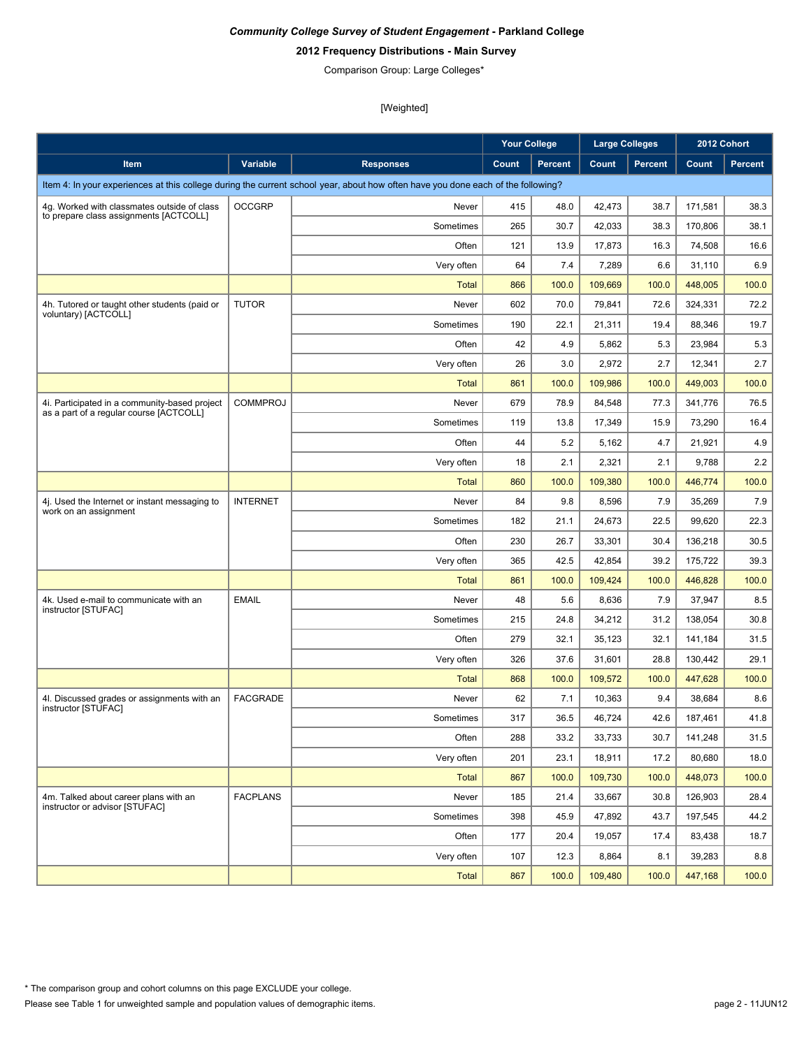*Community College Survey of Student Engagement* **- Parkland College**

**2012 Frequency Distributions - Main Survey**

Comparison Group: Large Colleges*

[Weighted]

| Item | Variable | Responses | Your College Count | Your College Percent | Large Colleges Count | Large Colleges Percent | 2012 Cohort Count | 2012 Cohort Percent |
|---|---|---|---|---|---|---|---|---|
| Item 4: In your experiences at this college during the current school year, about how often have you done each of the following? | | | | | | | | |
| 4g. Worked with classmates outside of class to prepare class assignments [ACTCOLL] | OCCGRP | Never | 415 | 48.0 | 42,473 | 38.7 | 171,581 | 38.3 |
| | | Sometimes | 265 | 30.7 | 42,033 | 38.3 | 170,806 | 38.1 |
| | | Often | 121 | 13.9 | 17,873 | 16.3 | 74,508 | 16.6 |
| | | Very often | 64 | 7.4 | 7,289 | 6.6 | 31,110 | 6.9 |
| | | Total | 866 | 100.0 | 109,669 | 100.0 | 448,005 | 100.0 |
| 4h. Tutored or taught other students (paid or voluntary) [ACTCOLL] | TUTOR | Never | 602 | 70.0 | 79,841 | 72.6 | 324,331 | 72.2 |
| | | Sometimes | 190 | 22.1 | 21,311 | 19.4 | 88,346 | 19.7 |
| | | Often | 42 | 4.9 | 5,862 | 5.3 | 23,984 | 5.3 |
| | | Very often | 26 | 3.0 | 2,972 | 2.7 | 12,341 | 2.7 |
| | | Total | 861 | 100.0 | 109,986 | 100.0 | 449,003 | 100.0 |
| 4i. Participated in a community-based project as a part of a regular course [ACTCOLL] | COMMPROJ | Never | 679 | 78.9 | 84,548 | 77.3 | 341,776 | 76.5 |
| | | Sometimes | 119 | 13.8 | 17,349 | 15.9 | 73,290 | 16.4 |
| | | Often | 44 | 5.2 | 5,162 | 4.7 | 21,921 | 4.9 |
| | | Very often | 18 | 2.1 | 2,321 | 2.1 | 9,788 | 2.2 |
| | | Total | 860 | 100.0 | 109,380 | 100.0 | 446,774 | 100.0 |
| 4j. Used the Internet or instant messaging to work on an assignment | INTERNET | Never | 84 | 9.8 | 8,596 | 7.9 | 35,269 | 7.9 |
| | | Sometimes | 182 | 21.1 | 24,673 | 22.5 | 99,620 | 22.3 |
| | | Often | 230 | 26.7 | 33,301 | 30.4 | 136,218 | 30.5 |
| | | Very often | 365 | 42.5 | 42,854 | 39.2 | 175,722 | 39.3 |
| | | Total | 861 | 100.0 | 109,424 | 100.0 | 446,828 | 100.0 |
| 4k. Used e-mail to communicate with an instructor [STUFAC] | EMAIL | Never | 48 | 5.6 | 8,636 | 7.9 | 37,947 | 8.5 |
| | | Sometimes | 215 | 24.8 | 34,212 | 31.2 | 138,054 | 30.8 |
| | | Often | 279 | 32.1 | 35,123 | 32.1 | 141,184 | 31.5 |
| | | Very often | 326 | 37.6 | 31,601 | 28.8 | 130,442 | 29.1 |
| | | Total | 868 | 100.0 | 109,572 | 100.0 | 447,628 | 100.0 |
| 4l. Discussed grades or assignments with an instructor [STUFAC] | FACGRADE | Never | 62 | 7.1 | 10,363 | 9.4 | 38,684 | 8.6 |
| | | Sometimes | 317 | 36.5 | 46,724 | 42.6 | 187,461 | 41.8 |
| | | Often | 288 | 33.2 | 33,733 | 30.7 | 141,248 | 31.5 |
| | | Very often | 201 | 23.1 | 18,911 | 17.2 | 80,680 | 18.0 |
| | | Total | 867 | 100.0 | 109,730 | 100.0 | 448,073 | 100.0 |
| 4m. Talked about career plans with an instructor or advisor [STUFAC] | FACPLANS | Never | 185 | 21.4 | 33,667 | 30.8 | 126,903 | 28.4 |
| | | Sometimes | 398 | 45.9 | 47,892 | 43.7 | 197,545 | 44.2 |
| | | Often | 177 | 20.4 | 19,057 | 17.4 | 83,438 | 18.7 |
| | | Very often | 107 | 12.3 | 8,864 | 8.1 | 39,283 | 8.8 |
| | | Total | 867 | 100.0 | 109,480 | 100.0 | 447,168 | 100.0 |

* The comparison group and cohort columns on this page EXCLUDE your college.

Please see Table 1 for unweighted sample and population values of demographic items.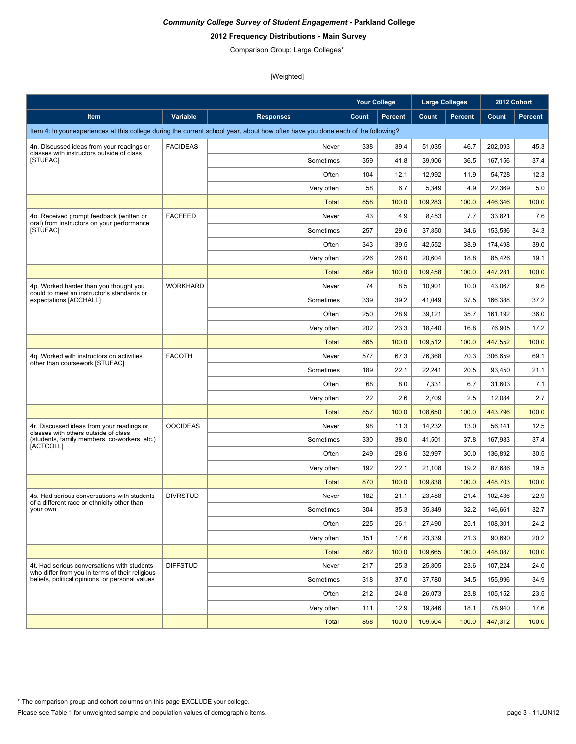*Community College Survey of Student Engagement* **- Parkland College**

**2012 Frequency Distributions - Main Survey**

Comparison Group: Large Colleges*

[Weighted]

| Item | Variable | Responses | Your College Count | Your College Percent | Large Colleges Count | Large Colleges Percent | 2012 Cohort Count | 2012 Cohort Percent |
|---|---|---|---|---|---|---|---|---|
| Item 4: In your experiences at this college during the current school year, about how often have you done each of the following? | | | | | | | | |
| 4n. Discussed ideas from your readings or classes with instructors outside of class [STUFAC] | FACIDEAS | Never | 338 | 39.4 | 51,035 | 46.7 | 202,093 | 45.3 |
| | | Sometimes | 359 | 41.8 | 39,906 | 36.5 | 167,156 | 37.4 |
| | | Often | 104 | 12.1 | 12,992 | 11.9 | 54,728 | 12.3 |
| | | Very often | 58 | 6.7 | 5,349 | 4.9 | 22,369 | 5.0 |
| | | Total | 858 | 100.0 | 109,283 | 100.0 | 446,346 | 100.0 |
| 4o. Received prompt feedback (written or oral) from instructors on your performance [STUFAC] | FACFEED | Never | 43 | 4.9 | 8,453 | 7.7 | 33,821 | 7.6 |
| | | Sometimes | 257 | 29.6 | 37,850 | 34.6 | 153,536 | 34.3 |
| | | Often | 343 | 39.5 | 42,552 | 38.9 | 174,498 | 39.0 |
| | | Very often | 226 | 26.0 | 20,604 | 18.8 | 85,426 | 19.1 |
| | | Total | 869 | 100.0 | 109,458 | 100.0 | 447,281 | 100.0 |
| 4p. Worked harder than you thought you could to meet an instructor's standards or expectations [ACCHALL] | WORKHARD | Never | 74 | 8.5 | 10,901 | 10.0 | 43,067 | 9.6 |
| | | Sometimes | 339 | 39.2 | 41,049 | 37.5 | 166,388 | 37.2 |
| | | Often | 250 | 28.9 | 39,121 | 35.7 | 161,192 | 36.0 |
| | | Very often | 202 | 23.3 | 18,440 | 16.8 | 76,905 | 17.2 |
| | | Total | 865 | 100.0 | 109,512 | 100.0 | 447,552 | 100.0 |
| 4q. Worked with instructors on activities other than coursework [STUFAC] | FACOTH | Never | 577 | 67.3 | 76,368 | 70.3 | 306,659 | 69.1 |
| | | Sometimes | 189 | 22.1 | 22,241 | 20.5 | 93,450 | 21.1 |
| | | Often | 68 | 8.0 | 7,331 | 6.7 | 31,603 | 7.1 |
| | | Very often | 22 | 2.6 | 2,709 | 2.5 | 12,084 | 2.7 |
| | | Total | 857 | 100.0 | 108,650 | 100.0 | 443,796 | 100.0 |
| 4r. Discussed ideas from your readings or classes with others outside of class (students, family members, co-workers, etc.) [ACTCOLL] | OOCIDEAS | Never | 98 | 11.3 | 14,232 | 13.0 | 56,141 | 12.5 |
| | | Sometimes | 330 | 38.0 | 41,501 | 37.8 | 167,983 | 37.4 |
| | | Often | 249 | 28.6 | 32,997 | 30.0 | 136,892 | 30.5 |
| | | Very often | 192 | 22.1 | 21,108 | 19.2 | 87,686 | 19.5 |
| | | Total | 870 | 100.0 | 109,838 | 100.0 | 448,703 | 100.0 |
| 4s. Had serious conversations with students of a different race or ethnicity other than your own | DIVRSTUD | Never | 182 | 21.1 | 23,488 | 21.4 | 102,436 | 22.9 |
| | | Sometimes | 304 | 35.3 | 35,349 | 32.2 | 146,661 | 32.7 |
| | | Often | 225 | 26.1 | 27,490 | 25.1 | 108,301 | 24.2 |
| | | Very often | 151 | 17.6 | 23,339 | 21.3 | 90,690 | 20.2 |
| | | Total | 862 | 100.0 | 109,665 | 100.0 | 448,087 | 100.0 |
| 4t. Had serious conversations with students who differ from you in terms of their religious beliefs, political opinions, or personal values | DIFFSTUD | Never | 217 | 25.3 | 25,805 | 23.6 | 107,224 | 24.0 |
| | | Sometimes | 318 | 37.0 | 37,780 | 34.5 | 155,996 | 34.9 |
| | | Often | 212 | 24.8 | 26,073 | 23.8 | 105,152 | 23.5 |
| | | Very often | 111 | 12.9 | 19,846 | 18.1 | 78,940 | 17.6 |
| | | Total | 858 | 100.0 | 109,504 | 100.0 | 447,312 | 100.0 |

* The comparison group and cohort columns on this page EXCLUDE your college.

Please see Table 1 for unweighted sample and population values of demographic items.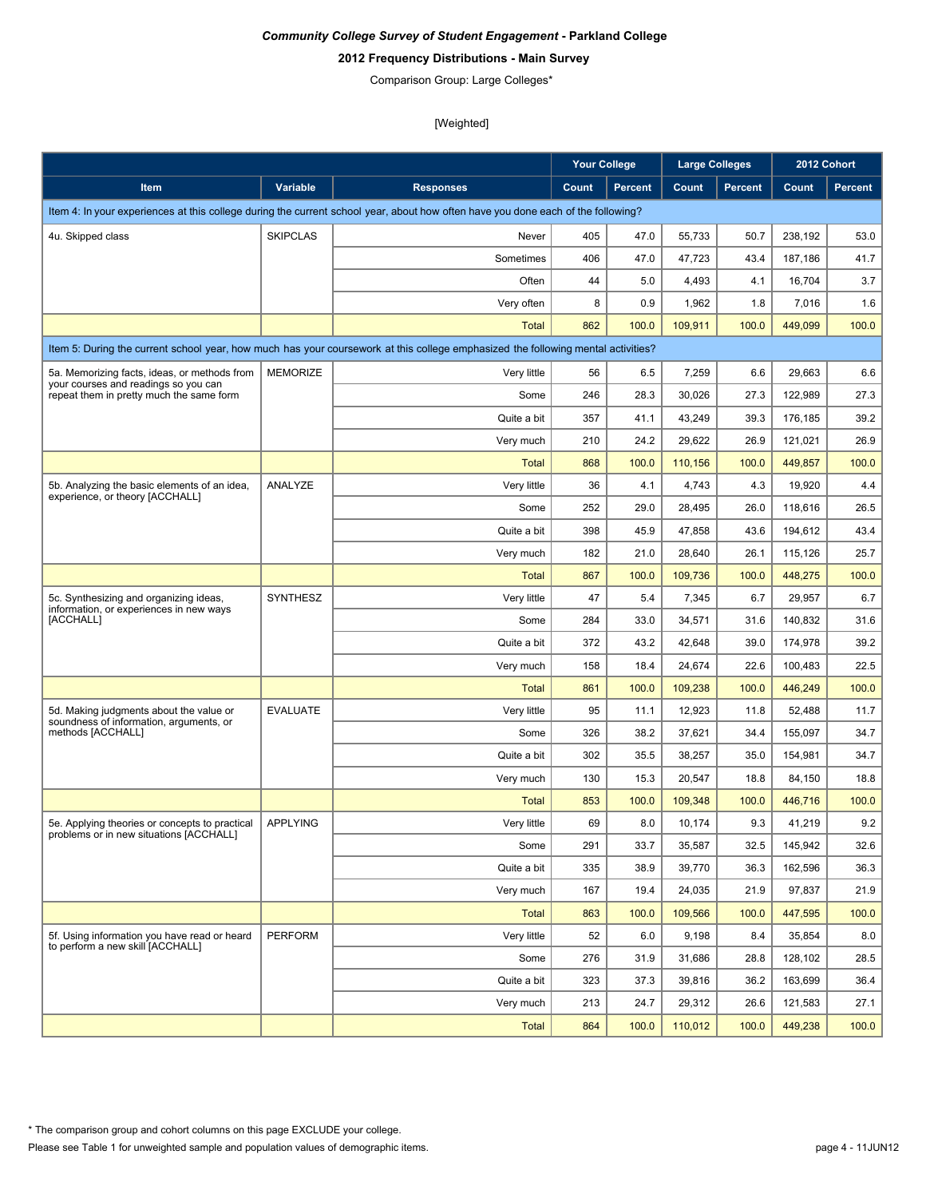***Community College Survey of Student Engagement*** **- Parkland College**

**2012 Frequency Distributions - Main Survey**

Comparison Group: Large Colleges*

[Weighted]

| | | | Your College | | Large Colleges | | 2012 Cohort | |
|---|---|---|---|---|---|---|---|---|
| **Item** | **Variable** | **Responses** | **Count** | **Percent** | **Count** | **Percent** | **Count** | **Percent** |
| Item 4: In your experiences at this college during the current school year, about how often have you done each of the following? | | | | | | | | |
| 4u. Skipped class | SKIPCLAS | Never | 405 | 47.0 | 55,733 | 50.7 | 238,192 | 53.0 |
| | | Sometimes | 406 | 47.0 | 47,723 | 43.4 | 187,186 | 41.7 |
| | | Often | 44 | 5.0 | 4,493 | 4.1 | 16,704 | 3.7 |
| | | Very often | 8 | 0.9 | 1,962 | 1.8 | 7,016 | 1.6 |
| | | Total | 862 | 100.0 | 109,911 | 100.0 | 449,099 | 100.0 |
| Item 5: During the current school year, how much has your coursework at this college emphasized the following mental activities? | | | | | | | | |
| 5a. Memorizing facts, ideas, or methods from your courses and readings so you can repeat them in pretty much the same form | MEMORIZE | Very little | 56 | 6.5 | 7,259 | 6.6 | 29,663 | 6.6 |
| | | Some | 246 | 28.3 | 30,026 | 27.3 | 122,989 | 27.3 |
| | | Quite a bit | 357 | 41.1 | 43,249 | 39.3 | 176,185 | 39.2 |
| | | Very much | 210 | 24.2 | 29,622 | 26.9 | 121,021 | 26.9 |
| | | Total | 868 | 100.0 | 110,156 | 100.0 | 449,857 | 100.0 |
| 5b. Analyzing the basic elements of an idea, experience, or theory [ACCHALL] | ANALYZE | Very little | 36 | 4.1 | 4,743 | 4.3 | 19,920 | 4.4 |
| | | Some | 252 | 29.0 | 28,495 | 26.0 | 118,616 | 26.5 |
| | | Quite a bit | 398 | 45.9 | 47,858 | 43.6 | 194,612 | 43.4 |
| | | Very much | 182 | 21.0 | 28,640 | 26.1 | 115,126 | 25.7 |
| | | Total | 867 | 100.0 | 109,736 | 100.0 | 448,275 | 100.0 |
| 5c. Synthesizing and organizing ideas, information, or experiences in new ways [ACCHALL] | SYNTHESZ | Very little | 47 | 5.4 | 7,345 | 6.7 | 29,957 | 6.7 |
| | | Some | 284 | 33.0 | 34,571 | 31.6 | 140,832 | 31.6 |
| | | Quite a bit | 372 | 43.2 | 42,648 | 39.0 | 174,978 | 39.2 |
| | | Very much | 158 | 18.4 | 24,674 | 22.6 | 100,483 | 22.5 |
| | | Total | 861 | 100.0 | 109,238 | 100.0 | 446,249 | 100.0 |
| 5d. Making judgments about the value or soundness of information, arguments, or methods [ACCHALL] | EVALUATE | Very little | 95 | 11.1 | 12,923 | 11.8 | 52,488 | 11.7 |
| | | Some | 326 | 38.2 | 37,621 | 34.4 | 155,097 | 34.7 |
| | | Quite a bit | 302 | 35.5 | 38,257 | 35.0 | 154,981 | 34.7 |
| | | Very much | 130 | 15.3 | 20,547 | 18.8 | 84,150 | 18.8 |
| | | Total | 853 | 100.0 | 109,348 | 100.0 | 446,716 | 100.0 |
| 5e. Applying theories or concepts to practical problems or in new situations [ACCHALL] | APPLYING | Very little | 69 | 8.0 | 10,174 | 9.3 | 41,219 | 9.2 |
| | | Some | 291 | 33.7 | 35,587 | 32.5 | 145,942 | 32.6 |
| | | Quite a bit | 335 | 38.9 | 39,770 | 36.3 | 162,596 | 36.3 |
| | | Very much | 167 | 19.4 | 24,035 | 21.9 | 97,837 | 21.9 |
| | | Total | 863 | 100.0 | 109,566 | 100.0 | 447,595 | 100.0 |
| 5f. Using information you have read or heard to perform a new skill [ACCHALL] | PERFORM | Very little | 52 | 6.0 | 9,198 | 8.4 | 35,854 | 8.0 |
| | | Some | 276 | 31.9 | 31,686 | 28.8 | 128,102 | 28.5 |
| | | Quite a bit | 323 | 37.3 | 39,816 | 36.2 | 163,699 | 36.4 |
| | | Very much | 213 | 24.7 | 29,312 | 26.6 | 121,583 | 27.1 |
| | | Total | 864 | 100.0 | 110,012 | 100.0 | 449,238 | 100.0 |

* The comparison group and cohort columns on this page EXCLUDE your college.

Please see Table 1 for unweighted sample and population values of demographic items.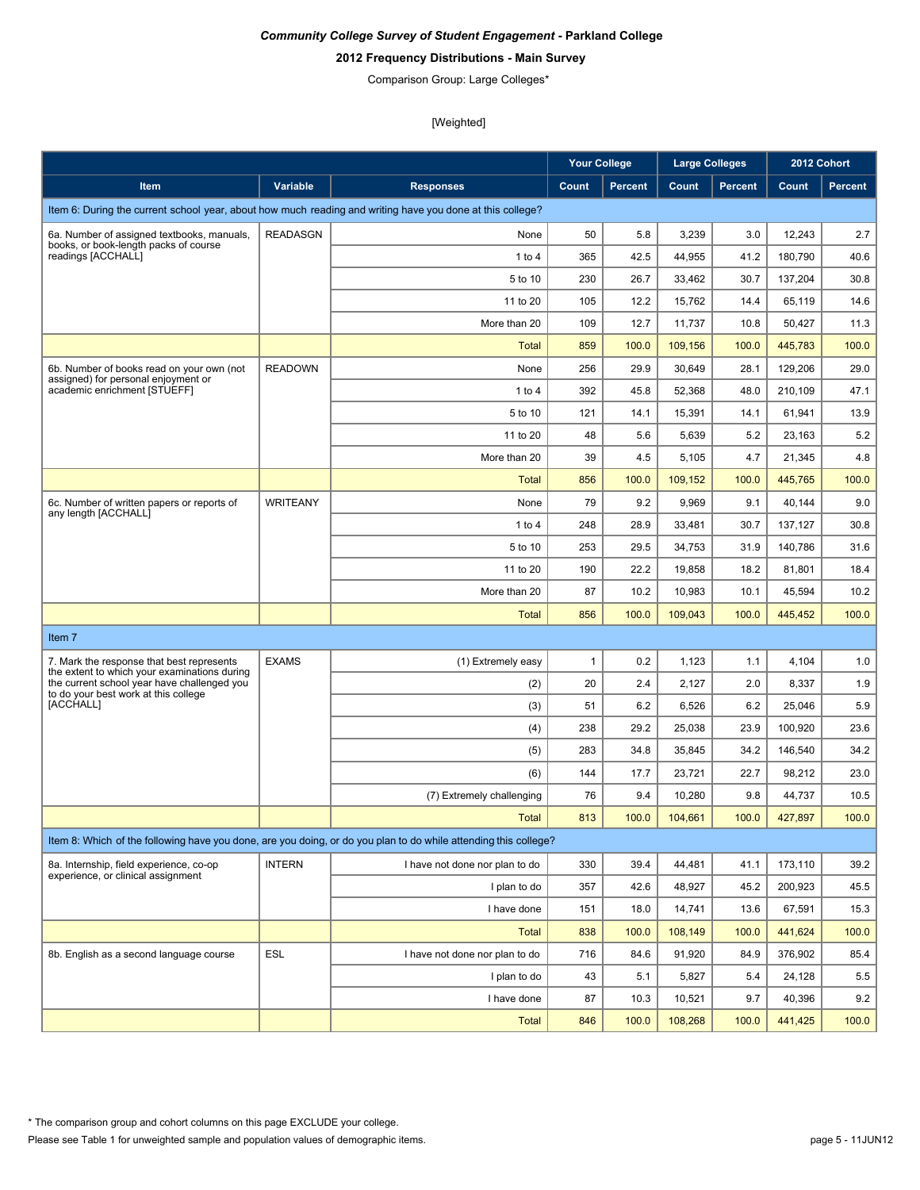***Community College Survey of Student Engagement* - Parkland College**

**2012 Frequency Distributions - Main Survey**

Comparison Group: Large Colleges*

[Weighted]

| Item | Variable | Responses | Your College Count | Your College Percent | Large Colleges Count | Large Colleges Percent | 2012 Cohort Count | 2012 Cohort Percent |
|---|---|---|---|---|---|---|---|---|
| **Item 6: During the current school year, about how much reading and writing have you done at this college?** | | | | | | | | |
| 6a. Number of assigned textbooks, manuals, books, or book-length packs of course readings [ACCHALL] | READASGN | None | 50 | 5.8 | 3,239 | 3.0 | 12,243 | 2.7 |
| | | 1 to 4 | 365 | 42.5 | 44,955 | 41.2 | 180,790 | 40.6 |
| | | 5 to 10 | 230 | 26.7 | 33,462 | 30.7 | 137,204 | 30.8 |
| | | 11 to 20 | 105 | 12.2 | 15,762 | 14.4 | 65,119 | 14.6 |
| | | More than 20 | 109 | 12.7 | 11,737 | 10.8 | 50,427 | 11.3 |
| | | Total | 859 | 100.0 | 109,156 | 100.0 | 445,783 | 100.0 |
| 6b. Number of books read on your own (not assigned) for personal enjoyment or academic enrichment [STUEFF] | READOWN | None | 256 | 29.9 | 30,649 | 28.1 | 129,206 | 29.0 |
| | | 1 to 4 | 392 | 45.8 | 52,368 | 48.0 | 210,109 | 47.1 |
| | | 5 to 10 | 121 | 14.1 | 15,391 | 14.1 | 61,941 | 13.9 |
| | | 11 to 20 | 48 | 5.6 | 5,639 | 5.2 | 23,163 | 5.2 |
| | | More than 20 | 39 | 4.5 | 5,105 | 4.7 | 21,345 | 4.8 |
| | | Total | 856 | 100.0 | 109,152 | 100.0 | 445,765 | 100.0 |
| 6c. Number of written papers or reports of any length [ACCHALL] | WRITEANY | None | 79 | 9.2 | 9,969 | 9.1 | 40,144 | 9.0 |
| | | 1 to 4 | 248 | 28.9 | 33,481 | 30.7 | 137,127 | 30.8 |
| | | 5 to 10 | 253 | 29.5 | 34,753 | 31.9 | 140,786 | 31.6 |
| | | 11 to 20 | 190 | 22.2 | 19,858 | 18.2 | 81,801 | 18.4 |
| | | More than 20 | 87 | 10.2 | 10,983 | 10.1 | 45,594 | 10.2 |
| | | Total | 856 | 100.0 | 109,043 | 100.0 | 445,452 | 100.0 |
| **Item 7** | | | | | | | | |
| 7. Mark the response that best represents the extent to which your examinations during the current school year have challenged you to do your best work at this college [ACCHALL] | EXAMS | (1) Extremely easy | 1 | 0.2 | 1,123 | 1.1 | 4,104 | 1.0 |
| | | (2) | 20 | 2.4 | 2,127 | 2.0 | 8,337 | 1.9 |
| | | (3) | 51 | 6.2 | 6,526 | 6.2 | 25,046 | 5.9 |
| | | (4) | 238 | 29.2 | 25,038 | 23.9 | 100,920 | 23.6 |
| | | (5) | 283 | 34.8 | 35,845 | 34.2 | 146,540 | 34.2 |
| | | (6) | 144 | 17.7 | 23,721 | 22.7 | 98,212 | 23.0 |
| | | (7) Extremely challenging | 76 | 9.4 | 10,280 | 9.8 | 44,737 | 10.5 |
| | | Total | 813 | 100.0 | 104,661 | 100.0 | 427,897 | 100.0 |
| **Item 8: Which of the following have you done, are you doing, or do you plan to do while attending this college?** | | | | | | | | |
| 8a. Internship, field experience, co-op experience, or clinical assignment | INTERN | I have not done nor plan to do | 330 | 39.4 | 44,481 | 41.1 | 173,110 | 39.2 |
| | | I plan to do | 357 | 42.6 | 48,927 | 45.2 | 200,923 | 45.5 |
| | | I have done | 151 | 18.0 | 14,741 | 13.6 | 67,591 | 15.3 |
| | | Total | 838 | 100.0 | 108,149 | 100.0 | 441,624 | 100.0 |
| 8b. English as a second language course | ESL | I have not done nor plan to do | 716 | 84.6 | 91,920 | 84.9 | 376,902 | 85.4 |
| | | I plan to do | 43 | 5.1 | 5,827 | 5.4 | 24,128 | 5.5 |
| | | I have done | 87 | 10.3 | 10,521 | 9.7 | 40,396 | 9.2 |
| | | Total | 846 | 100.0 | 108,268 | 100.0 | 441,425 | 100.0 |

* The comparison group and cohort columns on this page EXCLUDE your college.

Please see Table 1 for unweighted sample and population values of demographic items.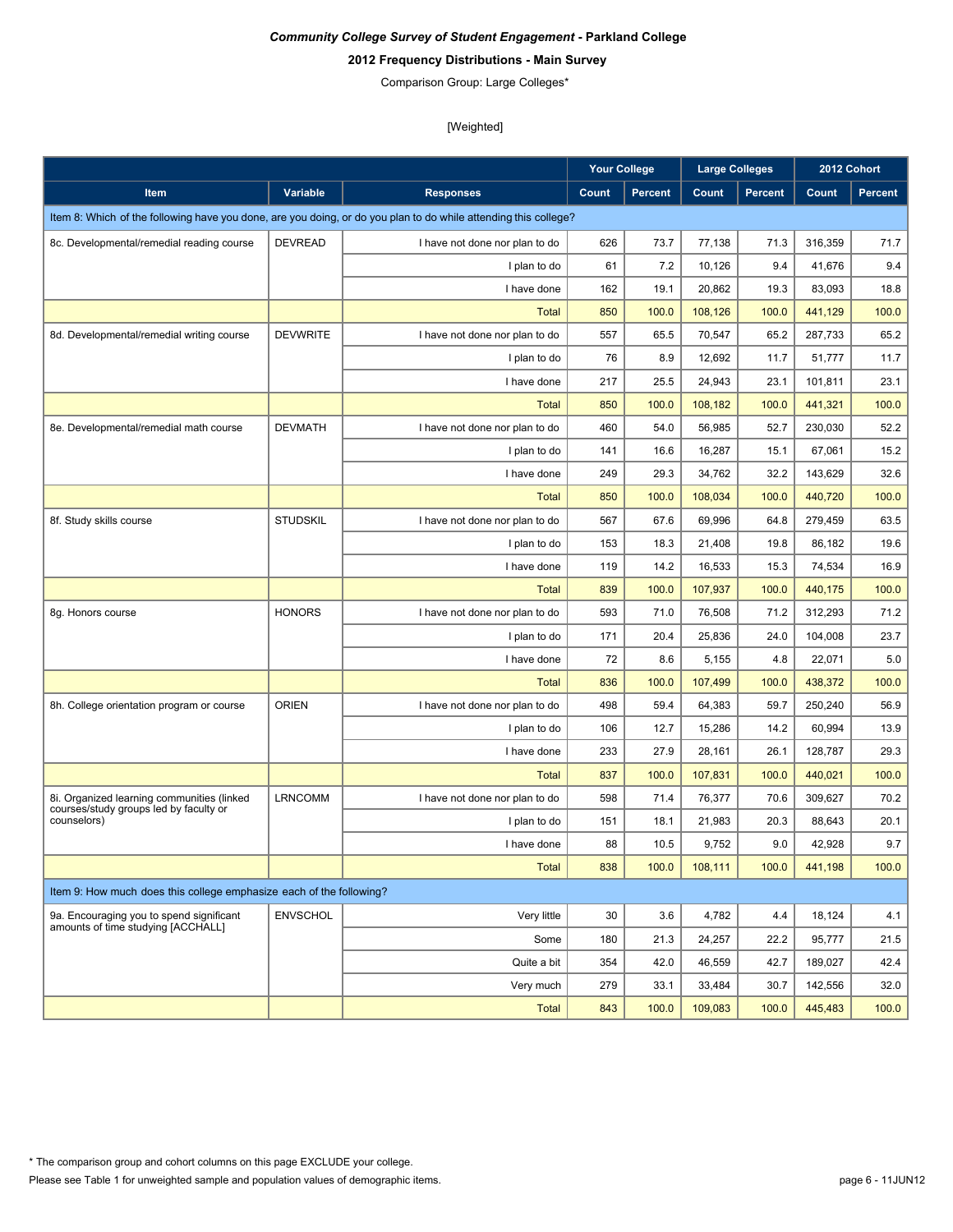***Community College Survey of Student Engagement* - Parkland College**

**2012 Frequency Distributions - Main Survey**

Comparison Group: Large Colleges*

[Weighted]

| Item | Variable | Responses | Your College | | Large Colleges | | 2012 Cohort | |
|---|---|---|---|---|---|---|---|---|
| | | | Count | Percent | Count | Percent | Count | Percent |
| Item 8: Which of the following have you done, are you doing, or do you plan to do while attending this college? | | | | | | | | |
| 8c. Developmental/remedial reading course | DEVREAD | I have not done nor plan to do | 626 | 73.7 | 77,138 | 71.3 | 316,359 | 71.7 |
| | | I plan to do | 61 | 7.2 | 10,126 | 9.4 | 41,676 | 9.4 |
| | | I have done | 162 | 19.1 | 20,862 | 19.3 | 83,093 | 18.8 |
| | | Total | 850 | 100.0 | 108,126 | 100.0 | 441,129 | 100.0 |
| 8d. Developmental/remedial writing course | DEVWRITE | I have not done nor plan to do | 557 | 65.5 | 70,547 | 65.2 | 287,733 | 65.2 |
| | | I plan to do | 76 | 8.9 | 12,692 | 11.7 | 51,777 | 11.7 |
| | | I have done | 217 | 25.5 | 24,943 | 23.1 | 101,811 | 23.1 |
| | | Total | 850 | 100.0 | 108,182 | 100.0 | 441,321 | 100.0 |
| 8e. Developmental/remedial math course | DEVMATH | I have not done nor plan to do | 460 | 54.0 | 56,985 | 52.7 | 230,030 | 52.2 |
| | | I plan to do | 141 | 16.6 | 16,287 | 15.1 | 67,061 | 15.2 |
| | | I have done | 249 | 29.3 | 34,762 | 32.2 | 143,629 | 32.6 |
| | | Total | 850 | 100.0 | 108,034 | 100.0 | 440,720 | 100.0 |
| 8f. Study skills course | STUDSKIL | I have not done nor plan to do | 567 | 67.6 | 69,996 | 64.8 | 279,459 | 63.5 |
| | | I plan to do | 153 | 18.3 | 21,408 | 19.8 | 86,182 | 19.6 |
| | | I have done | 119 | 14.2 | 16,533 | 15.3 | 74,534 | 16.9 |
| | | Total | 839 | 100.0 | 107,937 | 100.0 | 440,175 | 100.0 |
| 8g. Honors course | HONORS | I have not done nor plan to do | 593 | 71.0 | 76,508 | 71.2 | 312,293 | 71.2 |
| | | I plan to do | 171 | 20.4 | 25,836 | 24.0 | 104,008 | 23.7 |
| | | I have done | 72 | 8.6 | 5,155 | 4.8 | 22,071 | 5.0 |
| | | Total | 836 | 100.0 | 107,499 | 100.0 | 438,372 | 100.0 |
| 8h. College orientation program or course | ORIEN | I have not done nor plan to do | 498 | 59.4 | 64,383 | 59.7 | 250,240 | 56.9 |
| | | I plan to do | 106 | 12.7 | 15,286 | 14.2 | 60,994 | 13.9 |
| | | I have done | 233 | 27.9 | 28,161 | 26.1 | 128,787 | 29.3 |
| | | Total | 837 | 100.0 | 107,831 | 100.0 | 440,021 | 100.0 |
| 8i. Organized learning communities (linked courses/study groups led by faculty or counselors) | LRNCOMM | I have not done nor plan to do | 598 | 71.4 | 76,377 | 70.6 | 309,627 | 70.2 |
| | | I plan to do | 151 | 18.1 | 21,983 | 20.3 | 88,643 | 20.1 |
| | | I have done | 88 | 10.5 | 9,752 | 9.0 | 42,928 | 9.7 |
| | | Total | 838 | 100.0 | 108,111 | 100.0 | 441,198 | 100.0 |
| Item 9: How much does this college emphasize each of the following? | | | | | | | | |
| 9a. Encouraging you to spend significant amounts of time studying [ACCHALL] | ENVSCHOL | Very little | 30 | 3.6 | 4,782 | 4.4 | 18,124 | 4.1 |
| | | Some | 180 | 21.3 | 24,257 | 22.2 | 95,777 | 21.5 |
| | | Quite a bit | 354 | 42.0 | 46,559 | 42.7 | 189,027 | 42.4 |
| | | Very much | 279 | 33.1 | 33,484 | 30.7 | 142,556 | 32.0 |
| | | Total | 843 | 100.0 | 109,083 | 100.0 | 445,483 | 100.0 |

* The comparison group and cohort columns on this page EXCLUDE your college.

Please see Table 1 for unweighted sample and population values of demographic items.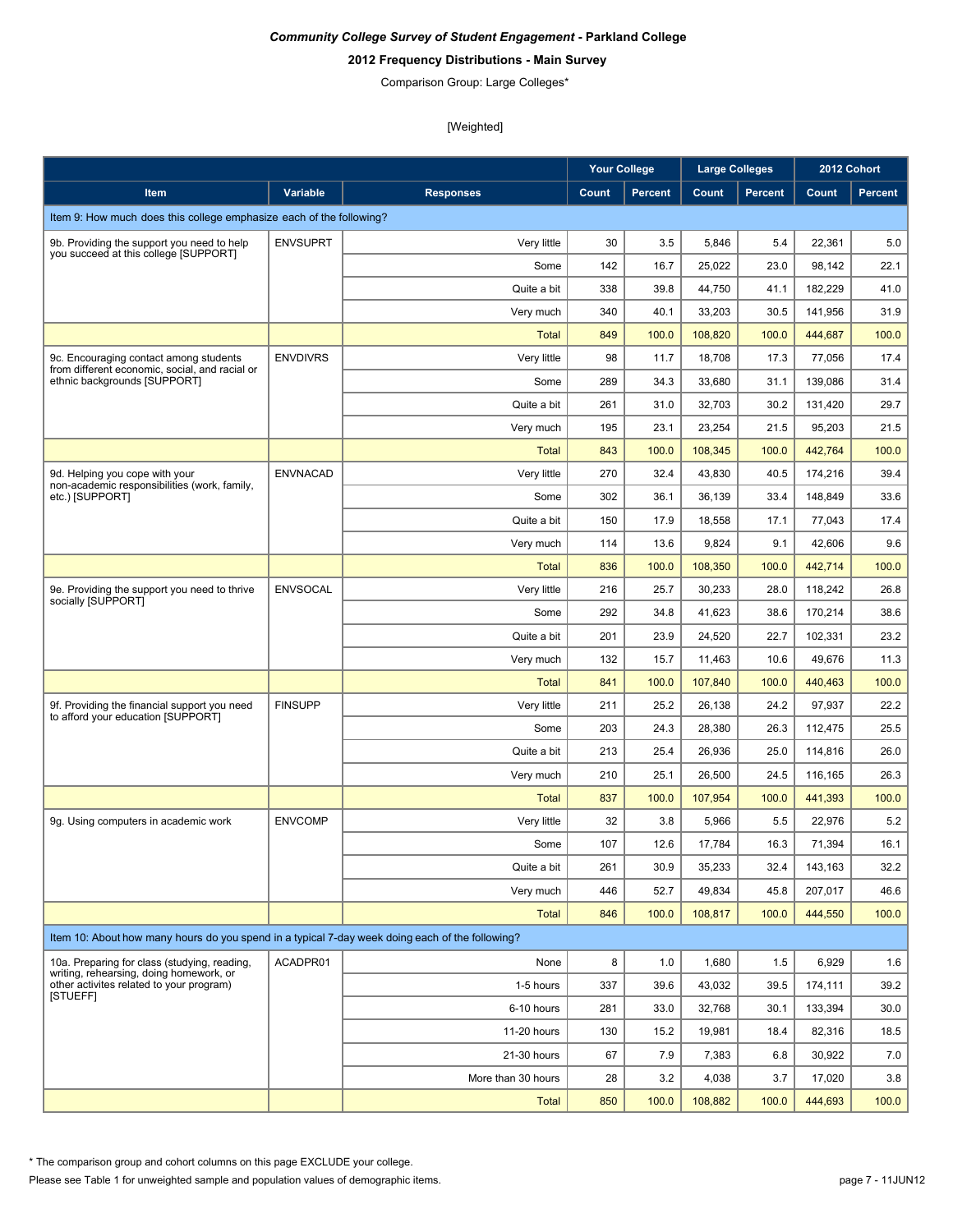*Community College Survey of Student Engagement* **- Parkland College**

**2012 Frequency Distributions - Main Survey**

Comparison Group: Large Colleges*

[Weighted]

| Item | Variable | Responses | Your College | | Large Colleges | | 2012 Cohort | |
|---|---|---|---|---|---|---|---|---|
| | | | Count | Percent | Count | Percent | Count | Percent |
| Item 9: How much does this college emphasize each of the following? | | | | | | | | |
| 9b. Providing the support you need to help you succeed at this college [SUPPORT] | ENVSUPRT | Very little | 30 | 3.5 | 5,846 | 5.4 | 22,361 | 5.0 |
| | | Some | 142 | 16.7 | 25,022 | 23.0 | 98,142 | 22.1 |
| | | Quite a bit | 338 | 39.8 | 44,750 | 41.1 | 182,229 | 41.0 |
| | | Very much | 340 | 40.1 | 33,203 | 30.5 | 141,956 | 31.9 |
| | | Total | 849 | 100.0 | 108,820 | 100.0 | 444,687 | 100.0 |
| 9c. Encouraging contact among students from different economic, social, and racial or ethnic backgrounds [SUPPORT] | ENVDIVRS | Very little | 98 | 11.7 | 18,708 | 17.3 | 77,056 | 17.4 |
| | | Some | 289 | 34.3 | 33,680 | 31.1 | 139,086 | 31.4 |
| | | Quite a bit | 261 | 31.0 | 32,703 | 30.2 | 131,420 | 29.7 |
| | | Very much | 195 | 23.1 | 23,254 | 21.5 | 95,203 | 21.5 |
| | | Total | 843 | 100.0 | 108,345 | 100.0 | 442,764 | 100.0 |
| 9d. Helping you cope with your non-academic responsibilities (work, family, etc.) [SUPPORT] | ENVNACAD | Very little | 270 | 32.4 | 43,830 | 40.5 | 174,216 | 39.4 |
| | | Some | 302 | 36.1 | 36,139 | 33.4 | 148,849 | 33.6 |
| | | Quite a bit | 150 | 17.9 | 18,558 | 17.1 | 77,043 | 17.4 |
| | | Very much | 114 | 13.6 | 9,824 | 9.1 | 42,606 | 9.6 |
| | | Total | 836 | 100.0 | 108,350 | 100.0 | 442,714 | 100.0 |
| 9e. Providing the support you need to thrive socially [SUPPORT] | ENVSOCAL | Very little | 216 | 25.7 | 30,233 | 28.0 | 118,242 | 26.8 |
| | | Some | 292 | 34.8 | 41,623 | 38.6 | 170,214 | 38.6 |
| | | Quite a bit | 201 | 23.9 | 24,520 | 22.7 | 102,331 | 23.2 |
| | | Very much | 132 | 15.7 | 11,463 | 10.6 | 49,676 | 11.3 |
| | | Total | 841 | 100.0 | 107,840 | 100.0 | 440,463 | 100.0 |
| 9f. Providing the financial support you need to afford your education [SUPPORT] | FINSUPP | Very little | 211 | 25.2 | 26,138 | 24.2 | 97,937 | 22.2 |
| | | Some | 203 | 24.3 | 28,380 | 26.3 | 112,475 | 25.5 |
| | | Quite a bit | 213 | 25.4 | 26,936 | 25.0 | 114,816 | 26.0 |
| | | Very much | 210 | 25.1 | 26,500 | 24.5 | 116,165 | 26.3 |
| | | Total | 837 | 100.0 | 107,954 | 100.0 | 441,393 | 100.0 |
| 9g. Using computers in academic work | ENVCOMP | Very little | 32 | 3.8 | 5,966 | 5.5 | 22,976 | 5.2 |
| | | Some | 107 | 12.6 | 17,784 | 16.3 | 71,394 | 16.1 |
| | | Quite a bit | 261 | 30.9 | 35,233 | 32.4 | 143,163 | 32.2 |
| | | Very much | 446 | 52.7 | 49,834 | 45.8 | 207,017 | 46.6 |
| | | Total | 846 | 100.0 | 108,817 | 100.0 | 444,550 | 100.0 |
| Item 10: About how many hours do you spend in a typical 7-day week doing each of the following? | | | | | | | | |
| 10a. Preparing for class (studying, reading, writing, rehearsing, doing homework, or other activites related to your program) [STUEFF] | ACADPR01 | None | 8 | 1.0 | 1,680 | 1.5 | 6,929 | 1.6 |
| | | 1-5 hours | 337 | 39.6 | 43,032 | 39.5 | 174,111 | 39.2 |
| | | 6-10 hours | 281 | 33.0 | 32,768 | 30.1 | 133,394 | 30.0 |
| | | 11-20 hours | 130 | 15.2 | 19,981 | 18.4 | 82,316 | 18.5 |
| | | 21-30 hours | 67 | 7.9 | 7,383 | 6.8 | 30,922 | 7.0 |
| | | More than 30 hours | 28 | 3.2 | 4,038 | 3.7 | 17,020 | 3.8 |
| | | Total | 850 | 100.0 | 108,882 | 100.0 | 444,693 | 100.0 |

* The comparison group and cohort columns on this page EXCLUDE your college.

Please see Table 1 for unweighted sample and population values of demographic items.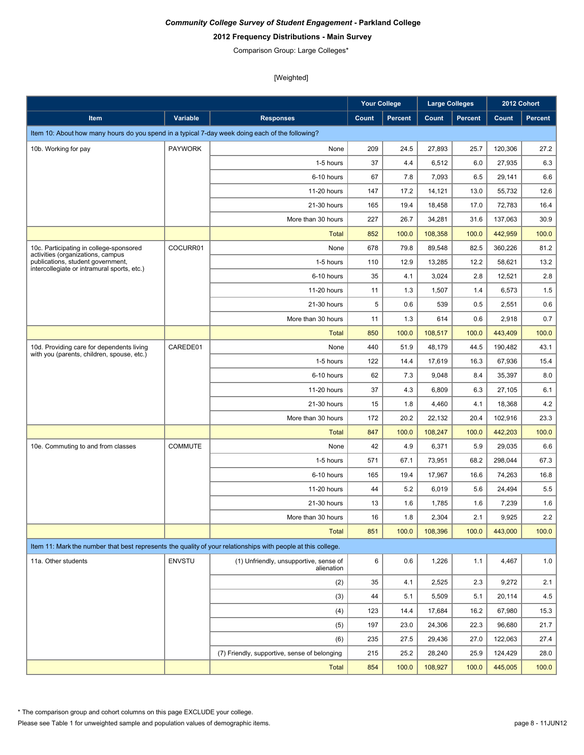*Community College Survey of Student Engagement* **- Parkland College**

**2012 Frequency Distributions - Main Survey**

Comparison Group: Large Colleges*

[Weighted]

| Item | Variable | Responses | Your College Count | Your College Percent | Large Colleges Count | Large Colleges Percent | 2012 Cohort Count | 2012 Cohort Percent |
|---|---|---|---|---|---|---|---|---|
| **Item 10: About how many hours do you spend in a typical 7-day week doing each of the following?** | | | | | | | | |
| 10b. Working for pay | PAYWORK | None | 209 | 24.5 | 27,893 | 25.7 | 120,306 | 27.2 |
| | | 1-5 hours | 37 | 4.4 | 6,512 | 6.0 | 27,935 | 6.3 |
| | | 6-10 hours | 67 | 7.8 | 7,093 | 6.5 | 29,141 | 6.6 |
| | | 11-20 hours | 147 | 17.2 | 14,121 | 13.0 | 55,732 | 12.6 |
| | | 21-30 hours | 165 | 19.4 | 18,458 | 17.0 | 72,783 | 16.4 |
| | | More than 30 hours | 227 | 26.7 | 34,281 | 31.6 | 137,063 | 30.9 |
| | | Total | 852 | 100.0 | 108,358 | 100.0 | 442,959 | 100.0 |
| 10c. Participating in college-sponsored activities (organizations, campus publications, student government, intercollegiate or intramural sports, etc.) | COCURR01 | None | 678 | 79.8 | 89,548 | 82.5 | 360,226 | 81.2 |
| | | 1-5 hours | 110 | 12.9 | 13,285 | 12.2 | 58,621 | 13.2 |
| | | 6-10 hours | 35 | 4.1 | 3,024 | 2.8 | 12,521 | 2.8 |
| | | 11-20 hours | 11 | 1.3 | 1,507 | 1.4 | 6,573 | 1.5 |
| | | 21-30 hours | 5 | 0.6 | 539 | 0.5 | 2,551 | 0.6 |
| | | More than 30 hours | 11 | 1.3 | 614 | 0.6 | 2,918 | 0.7 |
| | | Total | 850 | 100.0 | 108,517 | 100.0 | 443,409 | 100.0 |
| 10d. Providing care for dependents living with you (parents, children, spouse, etc.) | CAREDE01 | None | 440 | 51.9 | 48,179 | 44.5 | 190,482 | 43.1 |
| | | 1-5 hours | 122 | 14.4 | 17,619 | 16.3 | 67,936 | 15.4 |
| | | 6-10 hours | 62 | 7.3 | 9,048 | 8.4 | 35,397 | 8.0 |
| | | 11-20 hours | 37 | 4.3 | 6,809 | 6.3 | 27,105 | 6.1 |
| | | 21-30 hours | 15 | 1.8 | 4,460 | 4.1 | 18,368 | 4.2 |
| | | More than 30 hours | 172 | 20.2 | 22,132 | 20.4 | 102,916 | 23.3 |
| | | Total | 847 | 100.0 | 108,247 | 100.0 | 442,203 | 100.0 |
| 10e. Commuting to and from classes | COMMUTE | None | 42 | 4.9 | 6,371 | 5.9 | 29,035 | 6.6 |
| | | 1-5 hours | 571 | 67.1 | 73,951 | 68.2 | 298,044 | 67.3 |
| | | 6-10 hours | 165 | 19.4 | 17,967 | 16.6 | 74,263 | 16.8 |
| | | 11-20 hours | 44 | 5.2 | 6,019 | 5.6 | 24,494 | 5.5 |
| | | 21-30 hours | 13 | 1.6 | 1,785 | 1.6 | 7,239 | 1.6 |
| | | More than 30 hours | 16 | 1.8 | 2,304 | 2.1 | 9,925 | 2.2 |
| | | Total | 851 | 100.0 | 108,396 | 100.0 | 443,000 | 100.0 |
| **Item 11: Mark the number that best represents the quality of your relationships with people at this college.** | | | | | | | | |
| 11a. Other students | ENVSTU | (1) Unfriendly, unsupportive, sense of alienation | 6 | 0.6 | 1,226 | 1.1 | 4,467 | 1.0 |
| | | (2) | 35 | 4.1 | 2,525 | 2.3 | 9,272 | 2.1 |
| | | (3) | 44 | 5.1 | 5,509 | 5.1 | 20,114 | 4.5 |
| | | (4) | 123 | 14.4 | 17,684 | 16.2 | 67,980 | 15.3 |
| | | (5) | 197 | 23.0 | 24,306 | 22.3 | 96,680 | 21.7 |
| | | (6) | 235 | 27.5 | 29,436 | 27.0 | 122,063 | 27.4 |
| | | (7) Friendly, supportive, sense of belonging | 215 | 25.2 | 28,240 | 25.9 | 124,429 | 28.0 |
| | | Total | 854 | 100.0 | 108,927 | 100.0 | 445,005 | 100.0 |

* The comparison group and cohort columns on this page EXCLUDE your college.

Please see Table 1 for unweighted sample and population values of demographic items.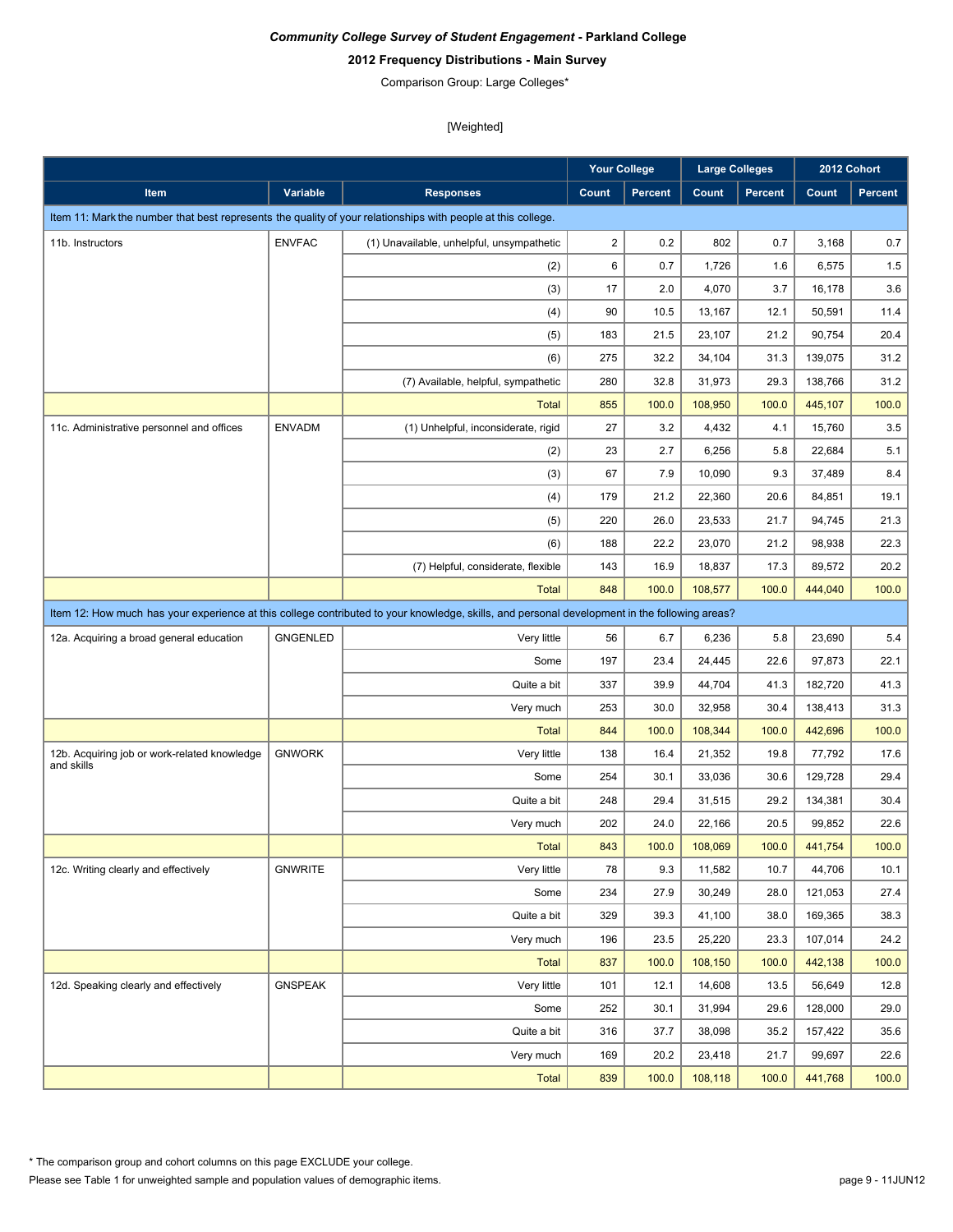***Community College Survey of Student Engagement* - Parkland College**

**2012 Frequency Distributions - Main Survey**

Comparison Group: Large Colleges*

[Weighted]

| | | | Your College | | Large Colleges | | 2012 Cohort | |
|---|---|---|---|---|---|---|---|---|
| **Item** | **Variable** | **Responses** | **Count** | **Percent** | **Count** | **Percent** | **Count** | **Percent** |
| Item 11: Mark the number that best represents the quality of your relationships with people at this college. | | | | | | | | |
| 11b. Instructors | ENVFAC | (1) Unavailable, unhelpful, unsympathetic | 2 | 0.2 | 802 | 0.7 | 3,168 | 0.7 |
| | | (2) | 6 | 0.7 | 1,726 | 1.6 | 6,575 | 1.5 |
| | | (3) | 17 | 2.0 | 4,070 | 3.7 | 16,178 | 3.6 |
| | | (4) | 90 | 10.5 | 13,167 | 12.1 | 50,591 | 11.4 |
| | | (5) | 183 | 21.5 | 23,107 | 21.2 | 90,754 | 20.4 |
| | | (6) | 275 | 32.2 | 34,104 | 31.3 | 139,075 | 31.2 |
| | | (7) Available, helpful, sympathetic | 280 | 32.8 | 31,973 | 29.3 | 138,766 | 31.2 |
| | | Total | 855 | 100.0 | 108,950 | 100.0 | 445,107 | 100.0 |
| 11c. Administrative personnel and offices | ENVADM | (1) Unhelpful, inconsiderate, rigid | 27 | 3.2 | 4,432 | 4.1 | 15,760 | 3.5 |
| | | (2) | 23 | 2.7 | 6,256 | 5.8 | 22,684 | 5.1 |
| | | (3) | 67 | 7.9 | 10,090 | 9.3 | 37,489 | 8.4 |
| | | (4) | 179 | 21.2 | 22,360 | 20.6 | 84,851 | 19.1 |
| | | (5) | 220 | 26.0 | 23,533 | 21.7 | 94,745 | 21.3 |
| | | (6) | 188 | 22.2 | 23,070 | 21.2 | 98,938 | 22.3 |
| | | (7) Helpful, considerate, flexible | 143 | 16.9 | 18,837 | 17.3 | 89,572 | 20.2 |
| | | Total | 848 | 100.0 | 108,577 | 100.0 | 444,040 | 100.0 |
| Item 12: How much has your experience at this college contributed to your knowledge, skills, and personal development in the following areas? | | | | | | | | |
| 12a. Acquiring a broad general education | GNGENLED | Very little | 56 | 6.7 | 6,236 | 5.8 | 23,690 | 5.4 |
| | | Some | 197 | 23.4 | 24,445 | 22.6 | 97,873 | 22.1 |
| | | Quite a bit | 337 | 39.9 | 44,704 | 41.3 | 182,720 | 41.3 |
| | | Very much | 253 | 30.0 | 32,958 | 30.4 | 138,413 | 31.3 |
| | | Total | 844 | 100.0 | 108,344 | 100.0 | 442,696 | 100.0 |
| 12b. Acquiring job or work-related knowledge and skills | GNWORK | Very little | 138 | 16.4 | 21,352 | 19.8 | 77,792 | 17.6 |
| | | Some | 254 | 30.1 | 33,036 | 30.6 | 129,728 | 29.4 |
| | | Quite a bit | 248 | 29.4 | 31,515 | 29.2 | 134,381 | 30.4 |
| | | Very much | 202 | 24.0 | 22,166 | 20.5 | 99,852 | 22.6 |
| | | Total | 843 | 100.0 | 108,069 | 100.0 | 441,754 | 100.0 |
| 12c. Writing clearly and effectively | GNWRITE | Very little | 78 | 9.3 | 11,582 | 10.7 | 44,706 | 10.1 |
| | | Some | 234 | 27.9 | 30,249 | 28.0 | 121,053 | 27.4 |
| | | Quite a bit | 329 | 39.3 | 41,100 | 38.0 | 169,365 | 38.3 |
| | | Very much | 196 | 23.5 | 25,220 | 23.3 | 107,014 | 24.2 |
| | | Total | 837 | 100.0 | 108,150 | 100.0 | 442,138 | 100.0 |
| 12d. Speaking clearly and effectively | GNSPEAK | Very little | 101 | 12.1 | 14,608 | 13.5 | 56,649 | 12.8 |
| | | Some | 252 | 30.1 | 31,994 | 29.6 | 128,000 | 29.0 |
| | | Quite a bit | 316 | 37.7 | 38,098 | 35.2 | 157,422 | 35.6 |
| | | Very much | 169 | 20.2 | 23,418 | 21.7 | 99,697 | 22.6 |
| | | Total | 839 | 100.0 | 108,118 | 100.0 | 441,768 | 100.0 |

* The comparison group and cohort columns on this page EXCLUDE your college.

Please see Table 1 for unweighted sample and population values of demographic items.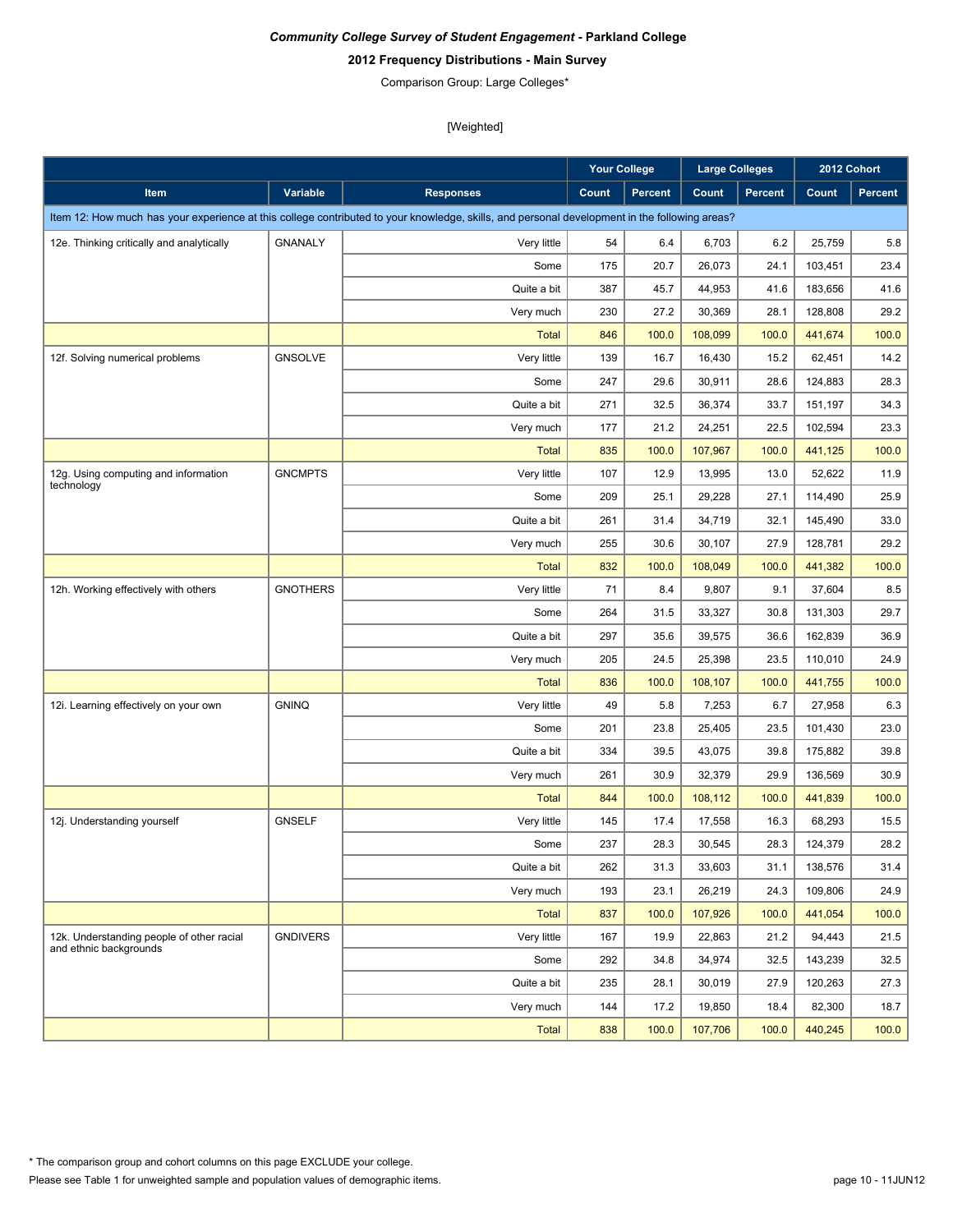***Community College Survey of Student Engagement*** **- Parkland College**

**2012 Frequency Distributions - Main Survey**

Comparison Group: Large Colleges*

[Weighted]

| Item | Variable | Responses | Your College Count | Your College Percent | Large Colleges Count | Large Colleges Percent | 2012 Cohort Count | 2012 Cohort Percent |
|---|---|---|---|---|---|---|---|---|
| Item 12: How much has your experience at this college contributed to your knowledge, skills, and personal development in the following areas? | | | | | | | | |
| 12e. Thinking critically and analytically | GNANALY | Very little | 54 | 6.4 | 6,703 | 6.2 | 25,759 | 5.8 |
| | | Some | 175 | 20.7 | 26,073 | 24.1 | 103,451 | 23.4 |
| | | Quite a bit | 387 | 45.7 | 44,953 | 41.6 | 183,656 | 41.6 |
| | | Very much | 230 | 27.2 | 30,369 | 28.1 | 128,808 | 29.2 |
| | | Total | 846 | 100.0 | 108,099 | 100.0 | 441,674 | 100.0 |
| 12f. Solving numerical problems | GNSOLVE | Very little | 139 | 16.7 | 16,430 | 15.2 | 62,451 | 14.2 |
| | | Some | 247 | 29.6 | 30,911 | 28.6 | 124,883 | 28.3 |
| | | Quite a bit | 271 | 32.5 | 36,374 | 33.7 | 151,197 | 34.3 |
| | | Very much | 177 | 21.2 | 24,251 | 22.5 | 102,594 | 23.3 |
| | | Total | 835 | 100.0 | 107,967 | 100.0 | 441,125 | 100.0 |
| 12g. Using computing and information technology | GNCMPTS | Very little | 107 | 12.9 | 13,995 | 13.0 | 52,622 | 11.9 |
| | | Some | 209 | 25.1 | 29,228 | 27.1 | 114,490 | 25.9 |
| | | Quite a bit | 261 | 31.4 | 34,719 | 32.1 | 145,490 | 33.0 |
| | | Very much | 255 | 30.6 | 30,107 | 27.9 | 128,781 | 29.2 |
| | | Total | 832 | 100.0 | 108,049 | 100.0 | 441,382 | 100.0 |
| 12h. Working effectively with others | GNOTHERS | Very little | 71 | 8.4 | 9,807 | 9.1 | 37,604 | 8.5 |
| | | Some | 264 | 31.5 | 33,327 | 30.8 | 131,303 | 29.7 |
| | | Quite a bit | 297 | 35.6 | 39,575 | 36.6 | 162,839 | 36.9 |
| | | Very much | 205 | 24.5 | 25,398 | 23.5 | 110,010 | 24.9 |
| | | Total | 836 | 100.0 | 108,107 | 100.0 | 441,755 | 100.0 |
| 12i. Learning effectively on your own | GNINQ | Very little | 49 | 5.8 | 7,253 | 6.7 | 27,958 | 6.3 |
| | | Some | 201 | 23.8 | 25,405 | 23.5 | 101,430 | 23.0 |
| | | Quite a bit | 334 | 39.5 | 43,075 | 39.8 | 175,882 | 39.8 |
| | | Very much | 261 | 30.9 | 32,379 | 29.9 | 136,569 | 30.9 |
| | | Total | 844 | 100.0 | 108,112 | 100.0 | 441,839 | 100.0 |
| 12j. Understanding yourself | GNSELF | Very little | 145 | 17.4 | 17,558 | 16.3 | 68,293 | 15.5 |
| | | Some | 237 | 28.3 | 30,545 | 28.3 | 124,379 | 28.2 |
| | | Quite a bit | 262 | 31.3 | 33,603 | 31.1 | 138,576 | 31.4 |
| | | Very much | 193 | 23.1 | 26,219 | 24.3 | 109,806 | 24.9 |
| | | Total | 837 | 100.0 | 107,926 | 100.0 | 441,054 | 100.0 |
| 12k. Understanding people of other racial and ethnic backgrounds | GNDIVERS | Very little | 167 | 19.9 | 22,863 | 21.2 | 94,443 | 21.5 |
| | | Some | 292 | 34.8 | 34,974 | 32.5 | 143,239 | 32.5 |
| | | Quite a bit | 235 | 28.1 | 30,019 | 27.9 | 120,263 | 27.3 |
| | | Very much | 144 | 17.2 | 19,850 | 18.4 | 82,300 | 18.7 |
| | | Total | 838 | 100.0 | 107,706 | 100.0 | 440,245 | 100.0 |

\* The comparison group and cohort columns on this page EXCLUDE your college.

Please see Table 1 for unweighted sample and population values of demographic items.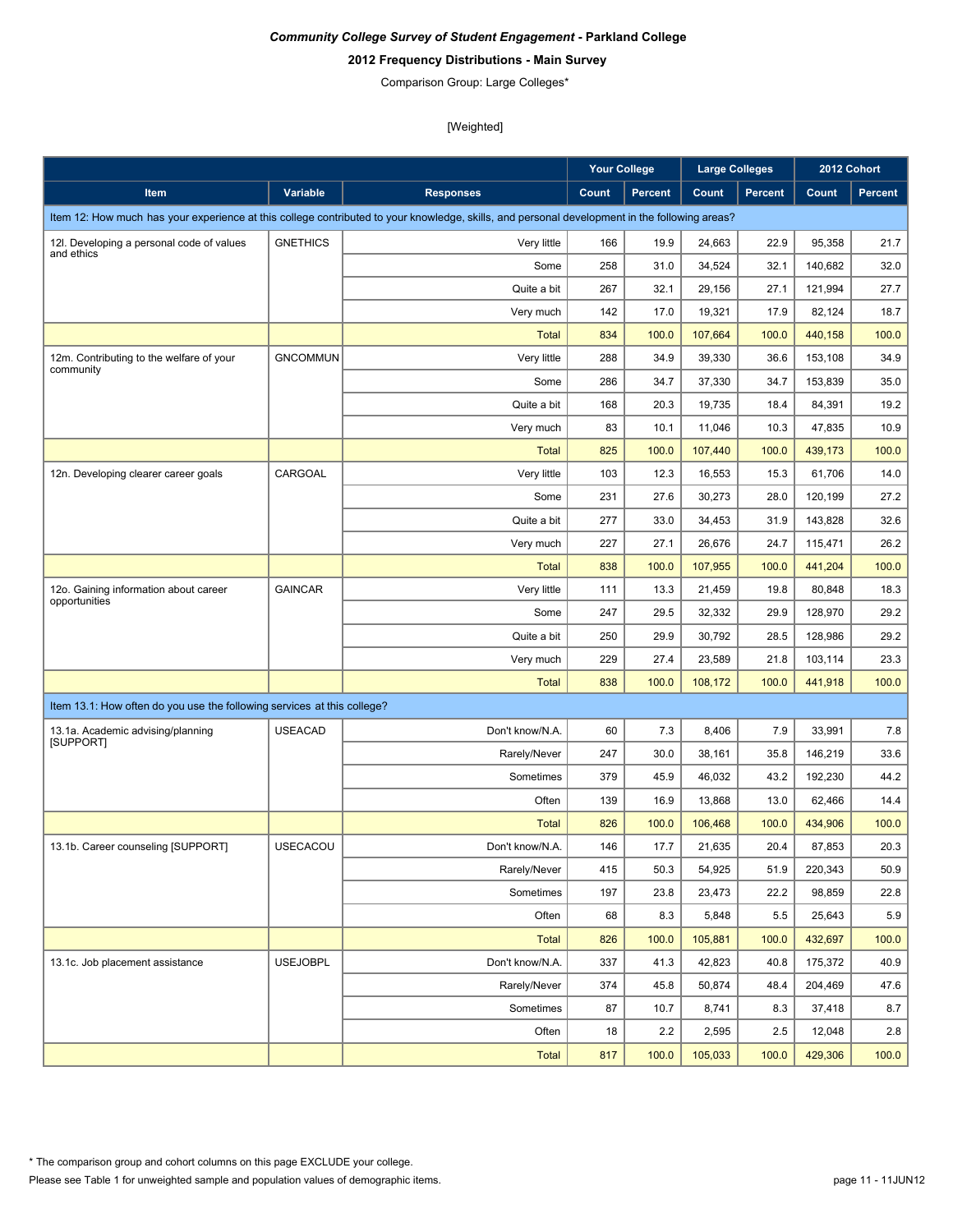***Community College Survey of Student Engagement* - Parkland College**

**2012 Frequency Distributions - Main Survey**

Comparison Group: Large Colleges*

[Weighted]

| | | | Your College | | Large Colleges | | 2012 Cohort | |
|---|---|---|---|---|---|---|---|---|
| **Item** | **Variable** | **Responses** | **Count** | **Percent** | **Count** | **Percent** | **Count** | **Percent** |
| Item 12: How much has your experience at this college contributed to your knowledge, skills, and personal development in the following areas? | | | | | | | | |
| 12l. Developing a personal code of values and ethics | GNETHICS | Very little | 166 | 19.9 | 24,663 | 22.9 | 95,358 | 21.7 |
| | | Some | 258 | 31.0 | 34,524 | 32.1 | 140,682 | 32.0 |
| | | Quite a bit | 267 | 32.1 | 29,156 | 27.1 | 121,994 | 27.7 |
| | | Very much | 142 | 17.0 | 19,321 | 17.9 | 82,124 | 18.7 |
| | | Total | 834 | 100.0 | 107,664 | 100.0 | 440,158 | 100.0 |
| 12m. Contributing to the welfare of your community | GNCOMMUN | Very little | 288 | 34.9 | 39,330 | 36.6 | 153,108 | 34.9 |
| | | Some | 286 | 34.7 | 37,330 | 34.7 | 153,839 | 35.0 |
| | | Quite a bit | 168 | 20.3 | 19,735 | 18.4 | 84,391 | 19.2 |
| | | Very much | 83 | 10.1 | 11,046 | 10.3 | 47,835 | 10.9 |
| | | Total | 825 | 100.0 | 107,440 | 100.0 | 439,173 | 100.0 |
| 12n. Developing clearer career goals | CARGOAL | Very little | 103 | 12.3 | 16,553 | 15.3 | 61,706 | 14.0 |
| | | Some | 231 | 27.6 | 30,273 | 28.0 | 120,199 | 27.2 |
| | | Quite a bit | 277 | 33.0 | 34,453 | 31.9 | 143,828 | 32.6 |
| | | Very much | 227 | 27.1 | 26,676 | 24.7 | 115,471 | 26.2 |
| | | Total | 838 | 100.0 | 107,955 | 100.0 | 441,204 | 100.0 |
| 12o. Gaining information about career opportunities | GAINCAR | Very little | 111 | 13.3 | 21,459 | 19.8 | 80,848 | 18.3 |
| | | Some | 247 | 29.5 | 32,332 | 29.9 | 128,970 | 29.2 |
| | | Quite a bit | 250 | 29.9 | 30,792 | 28.5 | 128,986 | 29.2 |
| | | Very much | 229 | 27.4 | 23,589 | 21.8 | 103,114 | 23.3 |
| | | Total | 838 | 100.0 | 108,172 | 100.0 | 441,918 | 100.0 |
| Item 13.1: How often do you use the following services at this college? | | | | | | | | |
| 13.1a. Academic advising/planning [SUPPORT] | USEACAD | Don't know/N.A. | 60 | 7.3 | 8,406 | 7.9 | 33,991 | 7.8 |
| | | Rarely/Never | 247 | 30.0 | 38,161 | 35.8 | 146,219 | 33.6 |
| | | Sometimes | 379 | 45.9 | 46,032 | 43.2 | 192,230 | 44.2 |
| | | Often | 139 | 16.9 | 13,868 | 13.0 | 62,466 | 14.4 |
| | | Total | 826 | 100.0 | 106,468 | 100.0 | 434,906 | 100.0 |
| 13.1b. Career counseling [SUPPORT] | USECACOU | Don't know/N.A. | 146 | 17.7 | 21,635 | 20.4 | 87,853 | 20.3 |
| | | Rarely/Never | 415 | 50.3 | 54,925 | 51.9 | 220,343 | 50.9 |
| | | Sometimes | 197 | 23.8 | 23,473 | 22.2 | 98,859 | 22.8 |
| | | Often | 68 | 8.3 | 5,848 | 5.5 | 25,643 | 5.9 |
| | | Total | 826 | 100.0 | 105,881 | 100.0 | 432,697 | 100.0 |
| 13.1c. Job placement assistance | USEJOBPL | Don't know/N.A. | 337 | 41.3 | 42,823 | 40.8 | 175,372 | 40.9 |
| | | Rarely/Never | 374 | 45.8 | 50,874 | 48.4 | 204,469 | 47.6 |
| | | Sometimes | 87 | 10.7 | 8,741 | 8.3 | 37,418 | 8.7 |
| | | Often | 18 | 2.2 | 2,595 | 2.5 | 12,048 | 2.8 |
| | | Total | 817 | 100.0 | 105,033 | 100.0 | 429,306 | 100.0 |

* The comparison group and cohort columns on this page EXCLUDE your college.

Please see Table 1 for unweighted sample and population values of demographic items.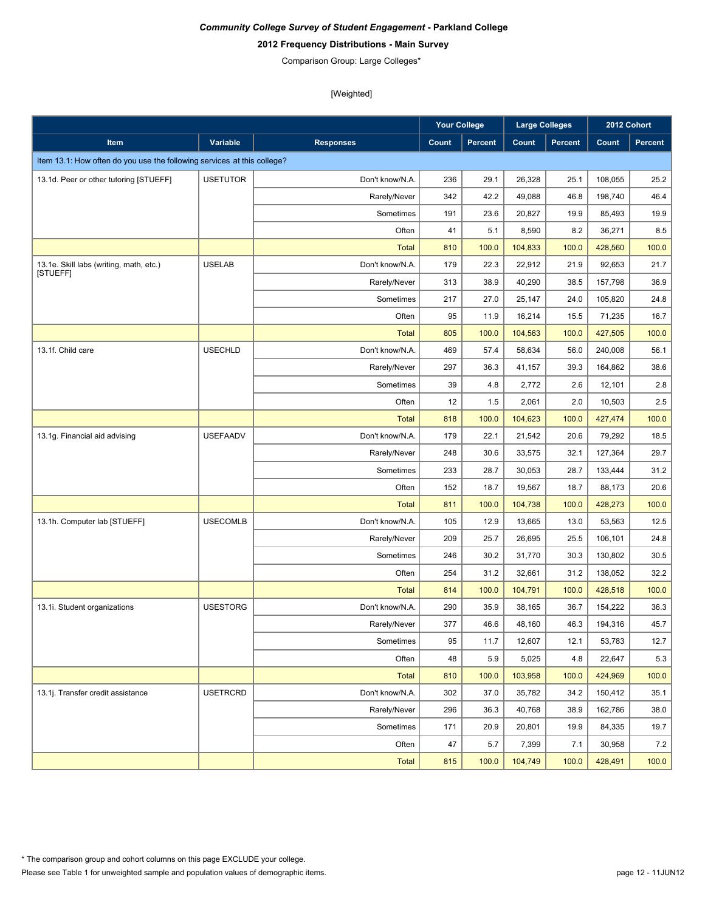*Community College Survey of Student Engagement* **- Parkland College**

**2012 Frequency Distributions - Main Survey**

Comparison Group: Large Colleges*

[Weighted]

| Item | Variable | Responses | Your College | | Large Colleges | | 2012 Cohort | |
|---|---|---|---|---|---|---|---|---|
| | | | Count | Percent | Count | Percent | Count | Percent |
| Item 13.1: How often do you use the following services at this college? | | | | | | | | |
| 13.1d. Peer or other tutoring [STUEFF] | USETUTOR | Don't know/N.A. | 236 | 29.1 | 26,328 | 25.1 | 108,055 | 25.2 |
| | | Rarely/Never | 342 | 42.2 | 49,088 | 46.8 | 198,740 | 46.4 |
| | | Sometimes | 191 | 23.6 | 20,827 | 19.9 | 85,493 | 19.9 |
| | | Often | 41 | 5.1 | 8,590 | 8.2 | 36,271 | 8.5 |
| | | Total | 810 | 100.0 | 104,833 | 100.0 | 428,560 | 100.0 |
| 13.1e. Skill labs (writing, math, etc.) [STUEFF] | USELAB | Don't know/N.A. | 179 | 22.3 | 22,912 | 21.9 | 92,653 | 21.7 |
| | | Rarely/Never | 313 | 38.9 | 40,290 | 38.5 | 157,798 | 36.9 |
| | | Sometimes | 217 | 27.0 | 25,147 | 24.0 | 105,820 | 24.8 |
| | | Often | 95 | 11.9 | 16,214 | 15.5 | 71,235 | 16.7 |
| | | Total | 805 | 100.0 | 104,563 | 100.0 | 427,505 | 100.0 |
| 13.1f. Child care | USECHLD | Don't know/N.A. | 469 | 57.4 | 58,634 | 56.0 | 240,008 | 56.1 |
| | | Rarely/Never | 297 | 36.3 | 41,157 | 39.3 | 164,862 | 38.6 |
| | | Sometimes | 39 | 4.8 | 2,772 | 2.6 | 12,101 | 2.8 |
| | | Often | 12 | 1.5 | 2,061 | 2.0 | 10,503 | 2.5 |
| | | Total | 818 | 100.0 | 104,623 | 100.0 | 427,474 | 100.0 |
| 13.1g. Financial aid advising | USEFAADV | Don't know/N.A. | 179 | 22.1 | 21,542 | 20.6 | 79,292 | 18.5 |
| | | Rarely/Never | 248 | 30.6 | 33,575 | 32.1 | 127,364 | 29.7 |
| | | Sometimes | 233 | 28.7 | 30,053 | 28.7 | 133,444 | 31.2 |
| | | Often | 152 | 18.7 | 19,567 | 18.7 | 88,173 | 20.6 |
| | | Total | 811 | 100.0 | 104,738 | 100.0 | 428,273 | 100.0 |
| 13.1h. Computer lab [STUEFF] | USECOMLB | Don't know/N.A. | 105 | 12.9 | 13,665 | 13.0 | 53,563 | 12.5 |
| | | Rarely/Never | 209 | 25.7 | 26,695 | 25.5 | 106,101 | 24.8 |
| | | Sometimes | 246 | 30.2 | 31,770 | 30.3 | 130,802 | 30.5 |
| | | Often | 254 | 31.2 | 32,661 | 31.2 | 138,052 | 32.2 |
| | | Total | 814 | 100.0 | 104,791 | 100.0 | 428,518 | 100.0 |
| 13.1i. Student organizations | USESTORG | Don't know/N.A. | 290 | 35.9 | 38,165 | 36.7 | 154,222 | 36.3 |
| | | Rarely/Never | 377 | 46.6 | 48,160 | 46.3 | 194,316 | 45.7 |
| | | Sometimes | 95 | 11.7 | 12,607 | 12.1 | 53,783 | 12.7 |
| | | Often | 48 | 5.9 | 5,025 | 4.8 | 22,647 | 5.3 |
| | | Total | 810 | 100.0 | 103,958 | 100.0 | 424,969 | 100.0 |
| 13.1j. Transfer credit assistance | USETRCRD | Don't know/N.A. | 302 | 37.0 | 35,782 | 34.2 | 150,412 | 35.1 |
| | | Rarely/Never | 296 | 36.3 | 40,768 | 38.9 | 162,786 | 38.0 |
| | | Sometimes | 171 | 20.9 | 20,801 | 19.9 | 84,335 | 19.7 |
| | | Often | 47 | 5.7 | 7,399 | 7.1 | 30,958 | 7.2 |
| | | Total | 815 | 100.0 | 104,749 | 100.0 | 428,491 | 100.0 |

* The comparison group and cohort columns on this page EXCLUDE your college.

Please see Table 1 for unweighted sample and population values of demographic items.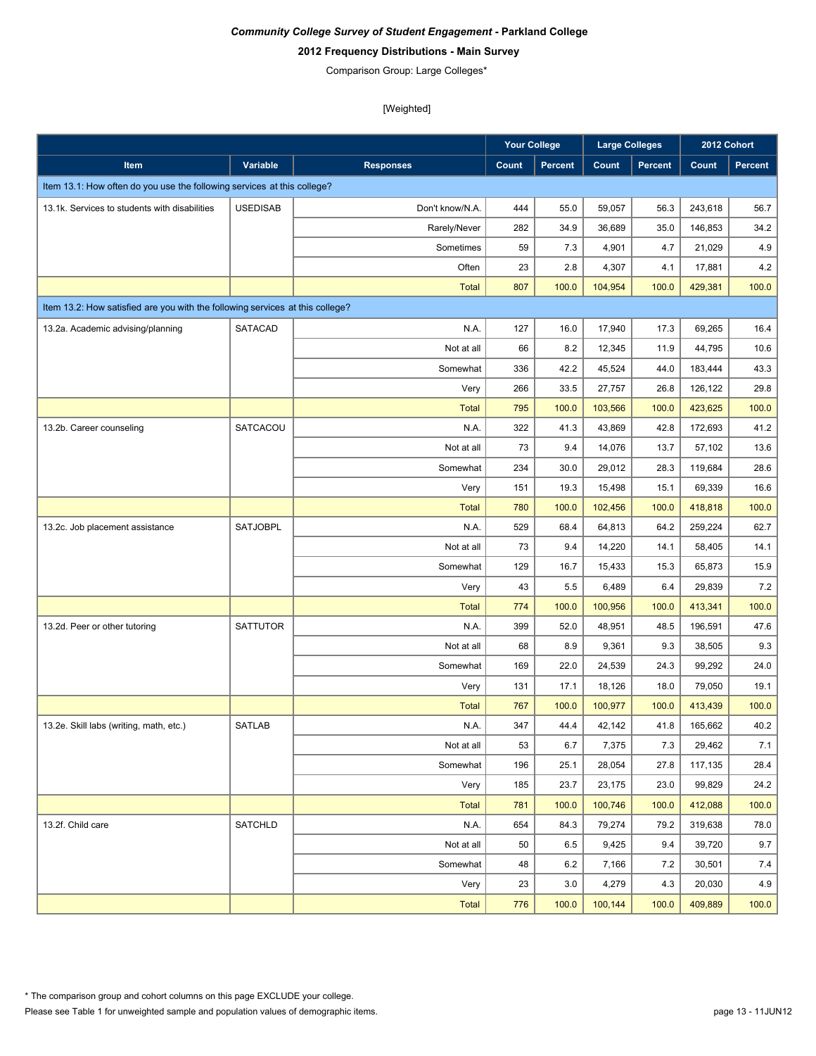*Community College Survey of Student Engagement* **- Parkland College**

**2012 Frequency Distributions - Main Survey**

Comparison Group: Large Colleges*

[Weighted]

| Item | Variable | Responses | Your College Count | Your College Percent | Large Colleges Count | Large Colleges Percent | 2012 Cohort Count | 2012 Cohort Percent |
|---|---|---|---|---|---|---|---|---|
| Item 13.1: How often do you use the following services at this college? | | | | | | | | |
| 13.1k. Services to students with disabilities | USEDISAB | Don't know/N.A. | 444 | 55.0 | 59,057 | 56.3 | 243,618 | 56.7 |
| | | Rarely/Never | 282 | 34.9 | 36,689 | 35.0 | 146,853 | 34.2 |
| | | Sometimes | 59 | 7.3 | 4,901 | 4.7 | 21,029 | 4.9 |
| | | Often | 23 | 2.8 | 4,307 | 4.1 | 17,881 | 4.2 |
| | | Total | 807 | 100.0 | 104,954 | 100.0 | 429,381 | 100.0 |
| Item 13.2: How satisfied are you with the following services at this college? | | | | | | | | |
| 13.2a. Academic advising/planning | SATACAD | N.A. | 127 | 16.0 | 17,940 | 17.3 | 69,265 | 16.4 |
| | | Not at all | 66 | 8.2 | 12,345 | 11.9 | 44,795 | 10.6 |
| | | Somewhat | 336 | 42.2 | 45,524 | 44.0 | 183,444 | 43.3 |
| | | Very | 266 | 33.5 | 27,757 | 26.8 | 126,122 | 29.8 |
| | | Total | 795 | 100.0 | 103,566 | 100.0 | 423,625 | 100.0 |
| 13.2b. Career counseling | SATCACOU | N.A. | 322 | 41.3 | 43,869 | 42.8 | 172,693 | 41.2 |
| | | Not at all | 73 | 9.4 | 14,076 | 13.7 | 57,102 | 13.6 |
| | | Somewhat | 234 | 30.0 | 29,012 | 28.3 | 119,684 | 28.6 |
| | | Very | 151 | 19.3 | 15,498 | 15.1 | 69,339 | 16.6 |
| | | Total | 780 | 100.0 | 102,456 | 100.0 | 418,818 | 100.0 |
| 13.2c. Job placement assistance | SATJOBPL | N.A. | 529 | 68.4 | 64,813 | 64.2 | 259,224 | 62.7 |
| | | Not at all | 73 | 9.4 | 14,220 | 14.1 | 58,405 | 14.1 |
| | | Somewhat | 129 | 16.7 | 15,433 | 15.3 | 65,873 | 15.9 |
| | | Very | 43 | 5.5 | 6,489 | 6.4 | 29,839 | 7.2 |
| | | Total | 774 | 100.0 | 100,956 | 100.0 | 413,341 | 100.0 |
| 13.2d. Peer or other tutoring | SATTUTOR | N.A. | 399 | 52.0 | 48,951 | 48.5 | 196,591 | 47.6 |
| | | Not at all | 68 | 8.9 | 9,361 | 9.3 | 38,505 | 9.3 |
| | | Somewhat | 169 | 22.0 | 24,539 | 24.3 | 99,292 | 24.0 |
| | | Very | 131 | 17.1 | 18,126 | 18.0 | 79,050 | 19.1 |
| | | Total | 767 | 100.0 | 100,977 | 100.0 | 413,439 | 100.0 |
| 13.2e. Skill labs (writing, math, etc.) | SATLAB | N.A. | 347 | 44.4 | 42,142 | 41.8 | 165,662 | 40.2 |
| | | Not at all | 53 | 6.7 | 7,375 | 7.3 | 29,462 | 7.1 |
| | | Somewhat | 196 | 25.1 | 28,054 | 27.8 | 117,135 | 28.4 |
| | | Very | 185 | 23.7 | 23,175 | 23.0 | 99,829 | 24.2 |
| | | Total | 781 | 100.0 | 100,746 | 100.0 | 412,088 | 100.0 |
| 13.2f. Child care | SATCHLD | N.A. | 654 | 84.3 | 79,274 | 79.2 | 319,638 | 78.0 |
| | | Not at all | 50 | 6.5 | 9,425 | 9.4 | 39,720 | 9.7 |
| | | Somewhat | 48 | 6.2 | 7,166 | 7.2 | 30,501 | 7.4 |
| | | Very | 23 | 3.0 | 4,279 | 4.3 | 20,030 | 4.9 |
| | | Total | 776 | 100.0 | 100,144 | 100.0 | 409,889 | 100.0 |

* The comparison group and cohort columns on this page EXCLUDE your college.

Please see Table 1 for unweighted sample and population values of demographic items.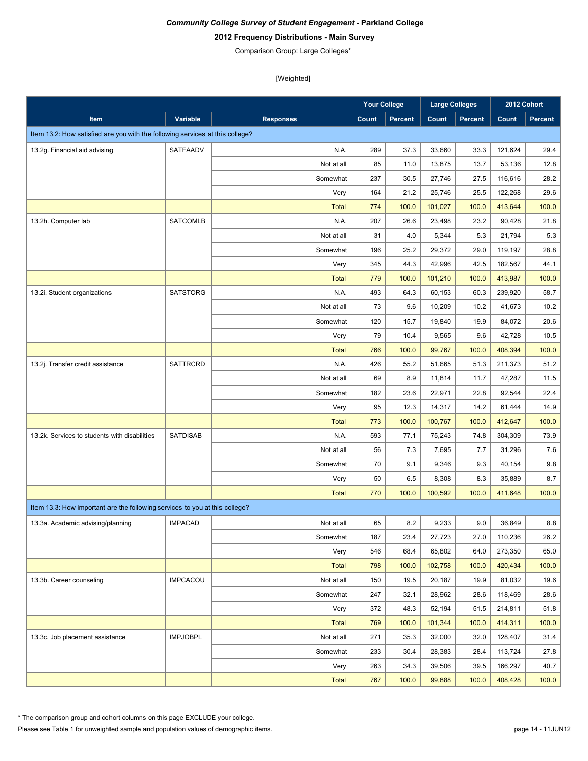*Community College Survey of Student Engagement* - **Parkland College**

**2012 Frequency Distributions - Main Survey**

Comparison Group: Large Colleges*

[Weighted]

| Item | Variable | Responses | Your College Count | Your College Percent | Large Colleges Count | Large Colleges Percent | 2012 Cohort Count | 2012 Cohort Percent |
|---|---|---|---|---|---|---|---|---|
| Item 13.2: How satisfied are you with the following services at this college? | | | | | | | | |
| 13.2g. Financial aid advising | SATFAADV | N.A. | 289 | 37.3 | 33,660 | 33.3 | 121,624 | 29.4 |
| | | Not at all | 85 | 11.0 | 13,875 | 13.7 | 53,136 | 12.8 |
| | | Somewhat | 237 | 30.5 | 27,746 | 27.5 | 116,616 | 28.2 |
| | | Very | 164 | 21.2 | 25,746 | 25.5 | 122,268 | 29.6 |
| | | Total | 774 | 100.0 | 101,027 | 100.0 | 413,644 | 100.0 |
| 13.2h. Computer lab | SATCOMLB | N.A. | 207 | 26.6 | 23,498 | 23.2 | 90,428 | 21.8 |
| | | Not at all | 31 | 4.0 | 5,344 | 5.3 | 21,794 | 5.3 |
| | | Somewhat | 196 | 25.2 | 29,372 | 29.0 | 119,197 | 28.8 |
| | | Very | 345 | 44.3 | 42,996 | 42.5 | 182,567 | 44.1 |
| | | Total | 779 | 100.0 | 101,210 | 100.0 | 413,987 | 100.0 |
| 13.2i. Student organizations | SATSTORG | N.A. | 493 | 64.3 | 60,153 | 60.3 | 239,920 | 58.7 |
| | | Not at all | 73 | 9.6 | 10,209 | 10.2 | 41,673 | 10.2 |
| | | Somewhat | 120 | 15.7 | 19,840 | 19.9 | 84,072 | 20.6 |
| | | Very | 79 | 10.4 | 9,565 | 9.6 | 42,728 | 10.5 |
| | | Total | 766 | 100.0 | 99,767 | 100.0 | 408,394 | 100.0 |
| 13.2j. Transfer credit assistance | SATTRCRD | N.A. | 426 | 55.2 | 51,665 | 51.3 | 211,373 | 51.2 |
| | | Not at all | 69 | 8.9 | 11,814 | 11.7 | 47,287 | 11.5 |
| | | Somewhat | 182 | 23.6 | 22,971 | 22.8 | 92,544 | 22.4 |
| | | Very | 95 | 12.3 | 14,317 | 14.2 | 61,444 | 14.9 |
| | | Total | 773 | 100.0 | 100,767 | 100.0 | 412,647 | 100.0 |
| 13.2k. Services to students with disabilities | SATDISAB | N.A. | 593 | 77.1 | 75,243 | 74.8 | 304,309 | 73.9 |
| | | Not at all | 56 | 7.3 | 7,695 | 7.7 | 31,296 | 7.6 |
| | | Somewhat | 70 | 9.1 | 9,346 | 9.3 | 40,154 | 9.8 |
| | | Very | 50 | 6.5 | 8,308 | 8.3 | 35,889 | 8.7 |
| | | Total | 770 | 100.0 | 100,592 | 100.0 | 411,648 | 100.0 |
| Item 13.3: How important are the following services to you at this college? | | | | | | | | |
| 13.3a. Academic advising/planning | IMPACAD | Not at all | 65 | 8.2 | 9,233 | 9.0 | 36,849 | 8.8 |
| | | Somewhat | 187 | 23.4 | 27,723 | 27.0 | 110,236 | 26.2 |
| | | Very | 546 | 68.4 | 65,802 | 64.0 | 273,350 | 65.0 |
| | | Total | 798 | 100.0 | 102,758 | 100.0 | 420,434 | 100.0 |
| 13.3b. Career counseling | IMPCACOU | Not at all | 150 | 19.5 | 20,187 | 19.9 | 81,032 | 19.6 |
| | | Somewhat | 247 | 32.1 | 28,962 | 28.6 | 118,469 | 28.6 |
| | | Very | 372 | 48.3 | 52,194 | 51.5 | 214,811 | 51.8 |
| | | Total | 769 | 100.0 | 101,344 | 100.0 | 414,311 | 100.0 |
| 13.3c. Job placement assistance | IMPJOBPL | Not at all | 271 | 35.3 | 32,000 | 32.0 | 128,407 | 31.4 |
| | | Somewhat | 233 | 30.4 | 28,383 | 28.4 | 113,724 | 27.8 |
| | | Very | 263 | 34.3 | 39,506 | 39.5 | 166,297 | 40.7 |
| | | Total | 767 | 100.0 | 99,888 | 100.0 | 408,428 | 100.0 |

* The comparison group and cohort columns on this page EXCLUDE your college.

Please see Table 1 for unweighted sample and population values of demographic items.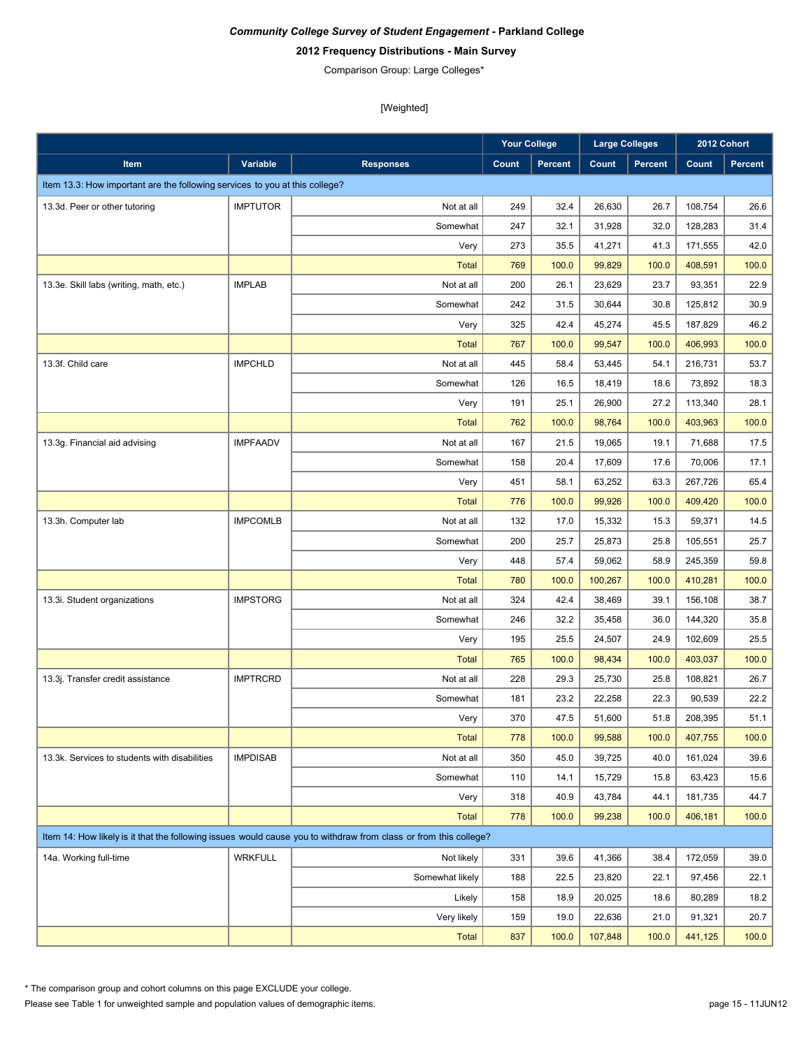*Community College Survey of Student Engagement* - **Parkland College**

**2012 Frequency Distributions - Main Survey**

Comparison Group: Large Colleges*

[Weighted]

| Item | Variable | Responses | Your College | | Large Colleges | | 2012 Cohort | |
|---|---|---|---|---|---|---|---|---|
| | | | Count | Percent | Count | Percent | Count | Percent |
| Item 13.3: How important are the following services to you at this college? | | | | | | | | |
| 13.3d. Peer or other tutoring | IMPTUTOR | Not at all | 249 | 32.4 | 26,630 | 26.7 | 108,754 | 26.6 |
| | | Somewhat | 247 | 32.1 | 31,928 | 32.0 | 128,283 | 31.4 |
| | | Very | 273 | 35.5 | 41,271 | 41.3 | 171,555 | 42.0 |
| | | Total | 769 | 100.0 | 99,829 | 100.0 | 408,591 | 100.0 |
| 13.3e. Skill labs (writing, math, etc.) | IMPLAB | Not at all | 200 | 26.1 | 23,629 | 23.7 | 93,351 | 22.9 |
| | | Somewhat | 242 | 31.5 | 30,644 | 30.8 | 125,812 | 30.9 |
| | | Very | 325 | 42.4 | 45,274 | 45.5 | 187,829 | 46.2 |
| | | Total | 767 | 100.0 | 99,547 | 100.0 | 406,993 | 100.0 |
| 13.3f. Child care | IMPCHLD | Not at all | 445 | 58.4 | 53,445 | 54.1 | 216,731 | 53.7 |
| | | Somewhat | 126 | 16.5 | 18,419 | 18.6 | 73,892 | 18.3 |
| | | Very | 191 | 25.1 | 26,900 | 27.2 | 113,340 | 28.1 |
| | | Total | 762 | 100.0 | 98,764 | 100.0 | 403,963 | 100.0 |
| 13.3g. Financial aid advising | IMPFAADV | Not at all | 167 | 21.5 | 19,065 | 19.1 | 71,688 | 17.5 |
| | | Somewhat | 158 | 20.4 | 17,609 | 17.6 | 70,006 | 17.1 |
| | | Very | 451 | 58.1 | 63,252 | 63.3 | 267,726 | 65.4 |
| | | Total | 776 | 100.0 | 99,926 | 100.0 | 409,420 | 100.0 |
| 13.3h. Computer lab | IMPCOMLB | Not at all | 132 | 17.0 | 15,332 | 15.3 | 59,371 | 14.5 |
| | | Somewhat | 200 | 25.7 | 25,873 | 25.8 | 105,551 | 25.7 |
| | | Very | 448 | 57.4 | 59,062 | 58.9 | 245,359 | 59.8 |
| | | Total | 780 | 100.0 | 100,267 | 100.0 | 410,281 | 100.0 |
| 13.3i. Student organizations | IMPSTORG | Not at all | 324 | 42.4 | 38,469 | 39.1 | 156,108 | 38.7 |
| | | Somewhat | 246 | 32.2 | 35,458 | 36.0 | 144,320 | 35.8 |
| | | Very | 195 | 25.5 | 24,507 | 24.9 | 102,609 | 25.5 |
| | | Total | 765 | 100.0 | 98,434 | 100.0 | 403,037 | 100.0 |
| 13.3j. Transfer credit assistance | IMPTRCRD | Not at all | 228 | 29.3 | 25,730 | 25.8 | 108,821 | 26.7 |
| | | Somewhat | 181 | 23.2 | 22,258 | 22.3 | 90,539 | 22.2 |
| | | Very | 370 | 47.5 | 51,600 | 51.8 | 208,395 | 51.1 |
| | | Total | 778 | 100.0 | 99,588 | 100.0 | 407,755 | 100.0 |
| 13.3k. Services to students with disabilities | IMPDISAB | Not at all | 350 | 45.0 | 39,725 | 40.0 | 161,024 | 39.6 |
| | | Somewhat | 110 | 14.1 | 15,729 | 15.8 | 63,423 | 15.6 |
| | | Very | 318 | 40.9 | 43,784 | 44.1 | 181,735 | 44.7 |
| | | Total | 778 | 100.0 | 99,238 | 100.0 | 406,181 | 100.0 |
| Item 14: How likely is it that the following issues would cause you to withdraw from class or from this college? | | | | | | | | |
| 14a. Working full-time | WRKFULL | Not likely | 331 | 39.6 | 41,366 | 38.4 | 172,059 | 39.0 |
| | | Somewhat likely | 188 | 22.5 | 23,820 | 22.1 | 97,456 | 22.1 |
| | | Likely | 158 | 18.9 | 20,025 | 18.6 | 80,289 | 18.2 |
| | | Very likely | 159 | 19.0 | 22,636 | 21.0 | 91,321 | 20.7 |
| | | Total | 837 | 100.0 | 107,848 | 100.0 | 441,125 | 100.0 |

* The comparison group and cohort columns on this page EXCLUDE your college.

Please see Table 1 for unweighted sample and population values of demographic items.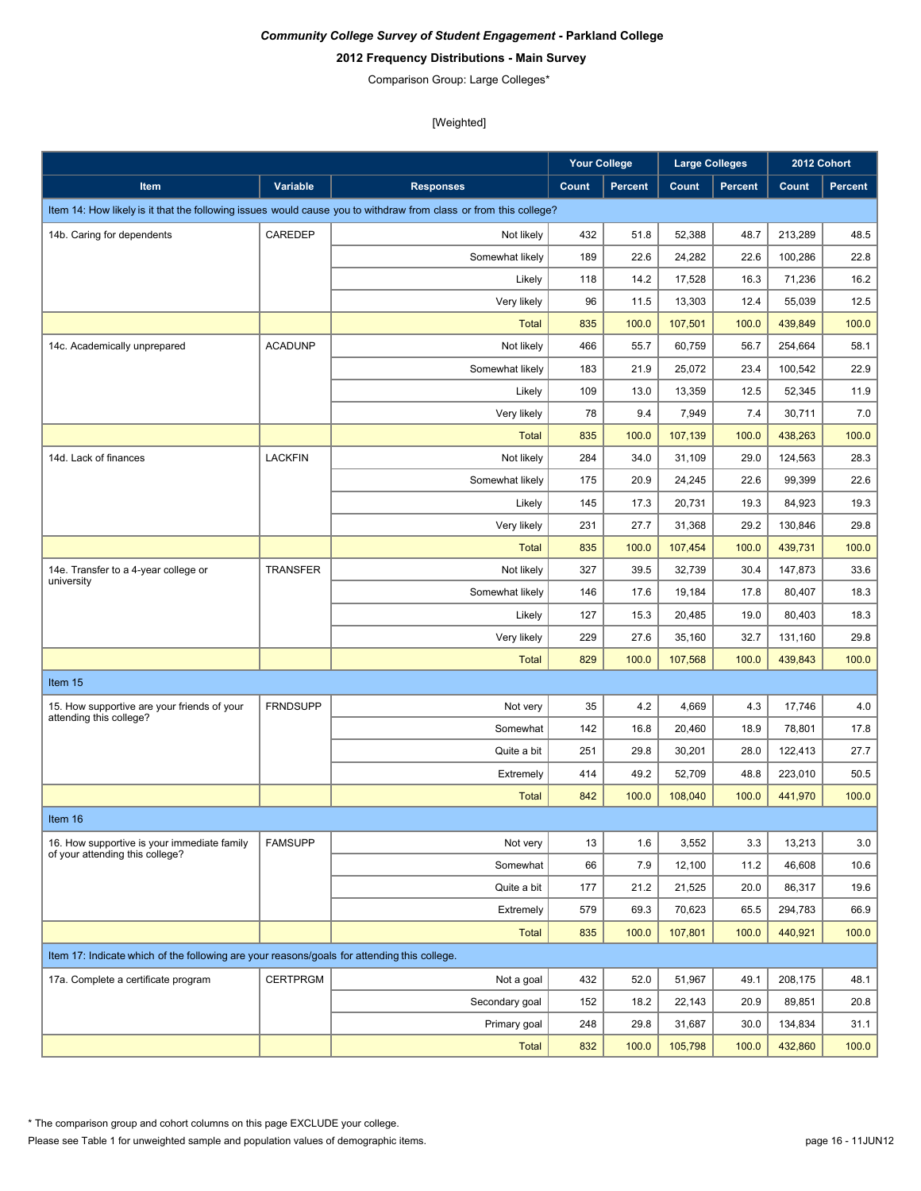***Community College Survey of Student Engagement* - Parkland College**

**2012 Frequency Distributions - Main Survey**

Comparison Group: Large Colleges*

[Weighted]

| Item | Variable | Responses | Your College | | Large Colleges | | 2012 Cohort | |
|---|---|---|---|---|---|---|---|---|
| | | | Count | Percent | Count | Percent | Count | Percent |
| Item 14: How likely is it that the following issues would cause you to withdraw from class or from this college? | | | | | | | | |
| 14b. Caring for dependents | CAREDEP | Not likely | 432 | 51.8 | 52,388 | 48.7 | 213,289 | 48.5 |
| | | Somewhat likely | 189 | 22.6 | 24,282 | 22.6 | 100,286 | 22.8 |
| | | Likely | 118 | 14.2 | 17,528 | 16.3 | 71,236 | 16.2 |
| | | Very likely | 96 | 11.5 | 13,303 | 12.4 | 55,039 | 12.5 |
| | | Total | 835 | 100.0 | 107,501 | 100.0 | 439,849 | 100.0 |
| 14c. Academically unprepared | ACADUNP | Not likely | 466 | 55.7 | 60,759 | 56.7 | 254,664 | 58.1 |
| | | Somewhat likely | 183 | 21.9 | 25,072 | 23.4 | 100,542 | 22.9 |
| | | Likely | 109 | 13.0 | 13,359 | 12.5 | 52,345 | 11.9 |
| | | Very likely | 78 | 9.4 | 7,949 | 7.4 | 30,711 | 7.0 |
| | | Total | 835 | 100.0 | 107,139 | 100.0 | 438,263 | 100.0 |
| 14d. Lack of finances | LACKFIN | Not likely | 284 | 34.0 | 31,109 | 29.0 | 124,563 | 28.3 |
| | | Somewhat likely | 175 | 20.9 | 24,245 | 22.6 | 99,399 | 22.6 |
| | | Likely | 145 | 17.3 | 20,731 | 19.3 | 84,923 | 19.3 |
| | | Very likely | 231 | 27.7 | 31,368 | 29.2 | 130,846 | 29.8 |
| | | Total | 835 | 100.0 | 107,454 | 100.0 | 439,731 | 100.0 |
| 14e. Transfer to a 4-year college or university | TRANSFER | Not likely | 327 | 39.5 | 32,739 | 30.4 | 147,873 | 33.6 |
| | | Somewhat likely | 146 | 17.6 | 19,184 | 17.8 | 80,407 | 18.3 |
| | | Likely | 127 | 15.3 | 20,485 | 19.0 | 80,403 | 18.3 |
| | | Very likely | 229 | 27.6 | 35,160 | 32.7 | 131,160 | 29.8 |
| | | Total | 829 | 100.0 | 107,568 | 100.0 | 439,843 | 100.0 |
| Item 15 | | | | | | | | |
| 15. How supportive are your friends of your attending this college? | FRNDSUPP | Not very | 35 | 4.2 | 4,669 | 4.3 | 17,746 | 4.0 |
| | | Somewhat | 142 | 16.8 | 20,460 | 18.9 | 78,801 | 17.8 |
| | | Quite a bit | 251 | 29.8 | 30,201 | 28.0 | 122,413 | 27.7 |
| | | Extremely | 414 | 49.2 | 52,709 | 48.8 | 223,010 | 50.5 |
| | | Total | 842 | 100.0 | 108,040 | 100.0 | 441,970 | 100.0 |
| Item 16 | | | | | | | | |
| 16. How supportive is your immediate family of your attending this college? | FAMSUPP | Not very | 13 | 1.6 | 3,552 | 3.3 | 13,213 | 3.0 |
| | | Somewhat | 66 | 7.9 | 12,100 | 11.2 | 46,608 | 10.6 |
| | | Quite a bit | 177 | 21.2 | 21,525 | 20.0 | 86,317 | 19.6 |
| | | Extremely | 579 | 69.3 | 70,623 | 65.5 | 294,783 | 66.9 |
| | | Total | 835 | 100.0 | 107,801 | 100.0 | 440,921 | 100.0 |
| Item 17: Indicate which of the following are your reasons/goals for attending this college. | | | | | | | | |
| 17a. Complete a certificate program | CERTPRGM | Not a goal | 432 | 52.0 | 51,967 | 49.1 | 208,175 | 48.1 |
| | | Secondary goal | 152 | 18.2 | 22,143 | 20.9 | 89,851 | 20.8 |
| | | Primary goal | 248 | 29.8 | 31,687 | 30.0 | 134,834 | 31.1 |
| | | Total | 832 | 100.0 | 105,798 | 100.0 | 432,860 | 100.0 |

* The comparison group and cohort columns on this page EXCLUDE your college.

Please see Table 1 for unweighted sample and population values of demographic items.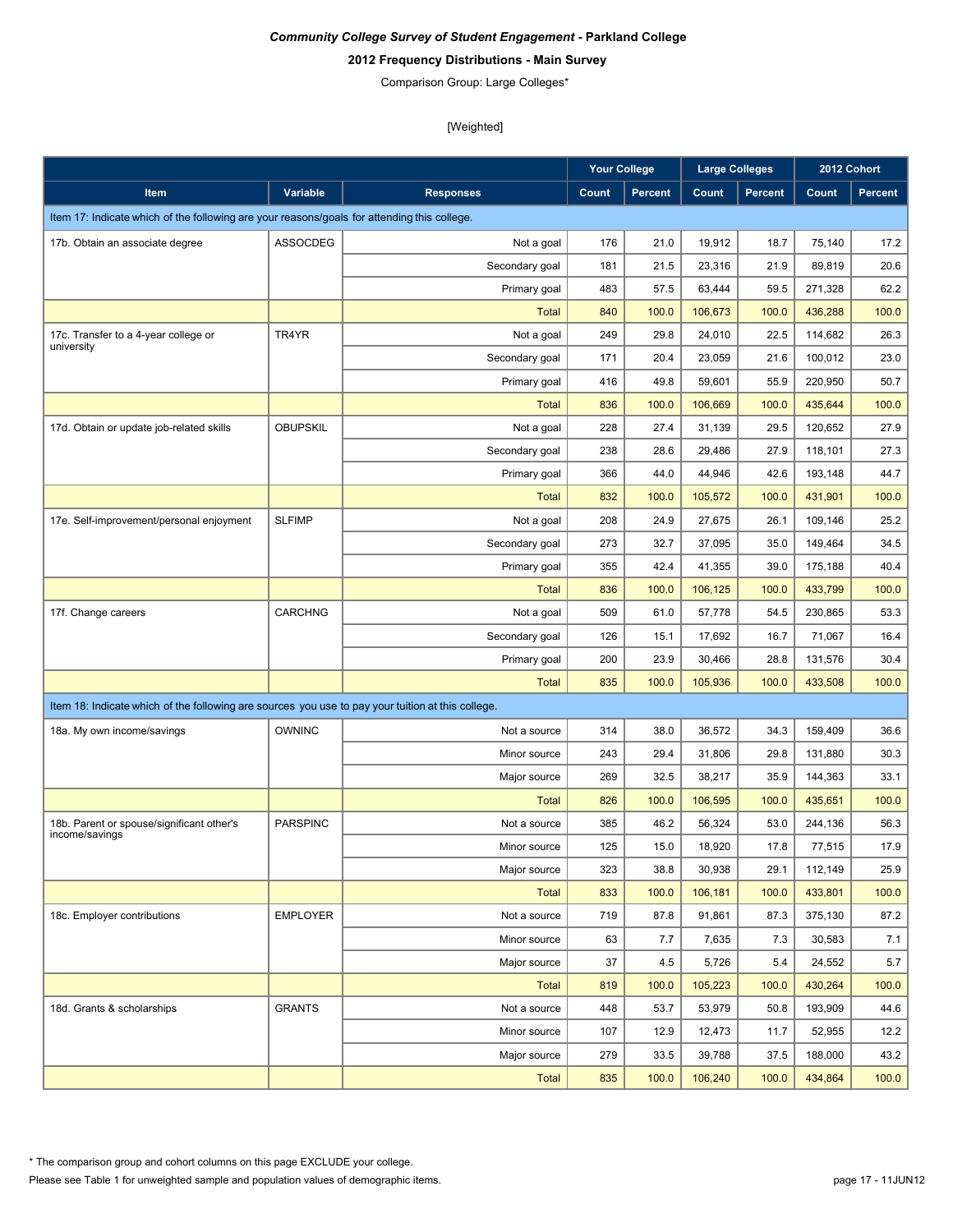***Community College Survey of Student Engagement* - Parkland College**

**2012 Frequency Distributions - Main Survey**

Comparison Group: Large Colleges*

[Weighted]

| | | | Your College | | Large Colleges | | 2012 Cohort | |
|---|---|---|---|---|---|---|---|---|
| **Item** | **Variable** | **Responses** | **Count** | **Percent** | **Count** | **Percent** | **Count** | **Percent** |
| Item 17: Indicate which of the following are your reasons/goals for attending this college. | | | | | | | | |
| 17b. Obtain an associate degree | ASSOCDEG | Not a goal | 176 | 21.0 | 19,912 | 18.7 | 75,140 | 17.2 |
| | | Secondary goal | 181 | 21.5 | 23,316 | 21.9 | 89,819 | 20.6 |
| | | Primary goal | 483 | 57.5 | 63,444 | 59.5 | 271,328 | 62.2 |
| | | Total | 840 | 100.0 | 106,673 | 100.0 | 436,288 | 100.0 |
| 17c. Transfer to a 4-year college or university | TR4YR | Not a goal | 249 | 29.8 | 24,010 | 22.5 | 114,682 | 26.3 |
| | | Secondary goal | 171 | 20.4 | 23,059 | 21.6 | 100,012 | 23.0 |
| | | Primary goal | 416 | 49.8 | 59,601 | 55.9 | 220,950 | 50.7 |
| | | Total | 836 | 100.0 | 106,669 | 100.0 | 435,644 | 100.0 |
| 17d. Obtain or update job-related skills | OBUPSKIL | Not a goal | 228 | 27.4 | 31,139 | 29.5 | 120,652 | 27.9 |
| | | Secondary goal | 238 | 28.6 | 29,486 | 27.9 | 118,101 | 27.3 |
| | | Primary goal | 366 | 44.0 | 44,946 | 42.6 | 193,148 | 44.7 |
| | | Total | 832 | 100.0 | 105,572 | 100.0 | 431,901 | 100.0 |
| 17e. Self-improvement/personal enjoyment | SLFIMP | Not a goal | 208 | 24.9 | 27,675 | 26.1 | 109,146 | 25.2 |
| | | Secondary goal | 273 | 32.7 | 37,095 | 35.0 | 149,464 | 34.5 |
| | | Primary goal | 355 | 42.4 | 41,355 | 39.0 | 175,188 | 40.4 |
| | | Total | 836 | 100.0 | 106,125 | 100.0 | 433,799 | 100.0 |
| 17f. Change careers | CARCHNG | Not a goal | 509 | 61.0 | 57,778 | 54.5 | 230,865 | 53.3 |
| | | Secondary goal | 126 | 15.1 | 17,692 | 16.7 | 71,067 | 16.4 |
| | | Primary goal | 200 | 23.9 | 30,466 | 28.8 | 131,576 | 30.4 |
| | | Total | 835 | 100.0 | 105,936 | 100.0 | 433,508 | 100.0 |
| Item 18: Indicate which of the following are sources you use to pay your tuition at this college. | | | | | | | | |
| 18a. My own income/savings | OWNINC | Not a source | 314 | 38.0 | 36,572 | 34.3 | 159,409 | 36.6 |
| | | Minor source | 243 | 29.4 | 31,806 | 29.8 | 131,880 | 30.3 |
| | | Major source | 269 | 32.5 | 38,217 | 35.9 | 144,363 | 33.1 |
| | | Total | 826 | 100.0 | 106,595 | 100.0 | 435,651 | 100.0 |
| 18b. Parent or spouse/significant other's income/savings | PARSPINC | Not a source | 385 | 46.2 | 56,324 | 53.0 | 244,136 | 56.3 |
| | | Minor source | 125 | 15.0 | 18,920 | 17.8 | 77,515 | 17.9 |
| | | Major source | 323 | 38.8 | 30,938 | 29.1 | 112,149 | 25.9 |
| | | Total | 833 | 100.0 | 106,181 | 100.0 | 433,801 | 100.0 |
| 18c. Employer contributions | EMPLOYER | Not a source | 719 | 87.8 | 91,861 | 87.3 | 375,130 | 87.2 |
| | | Minor source | 63 | 7.7 | 7,635 | 7.3 | 30,583 | 7.1 |
| | | Major source | 37 | 4.5 | 5,726 | 5.4 | 24,552 | 5.7 |
| | | Total | 819 | 100.0 | 105,223 | 100.0 | 430,264 | 100.0 |
| 18d. Grants & scholarships | GRANTS | Not a source | 448 | 53.7 | 53,979 | 50.8 | 193,909 | 44.6 |
| | | Minor source | 107 | 12.9 | 12,473 | 11.7 | 52,955 | 12.2 |
| | | Major source | 279 | 33.5 | 39,788 | 37.5 | 188,000 | 43.2 |
| | | Total | 835 | 100.0 | 106,240 | 100.0 | 434,864 | 100.0 |

* The comparison group and cohort columns on this page EXCLUDE your college.

Please see Table 1 for unweighted sample and population values of demographic items.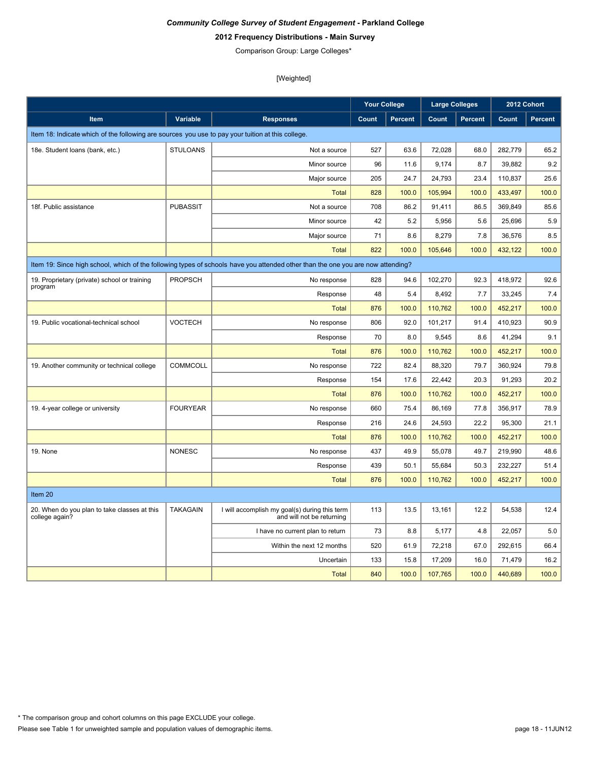***Community College Survey of Student Engagement* - Parkland College**

**2012 Frequency Distributions - Main Survey**

Comparison Group: Large Colleges*

[Weighted]

| Item | Variable | Responses | Your College | | Large Colleges | | 2012 Cohort | |
|---|---|---|---|---|---|---|---|---|
| | | | Count | Percent | Count | Percent | Count | Percent |
| Item 18: Indicate which of the following are sources you use to pay your tuition at this college. | | | | | | | | |
| 18e. Student loans (bank, etc.) | STULOANS | Not a source | 527 | 63.6 | 72,028 | 68.0 | 282,779 | 65.2 |
| | | Minor source | 96 | 11.6 | 9,174 | 8.7 | 39,882 | 9.2 |
| | | Major source | 205 | 24.7 | 24,793 | 23.4 | 110,837 | 25.6 |
| | | Total | 828 | 100.0 | 105,994 | 100.0 | 433,497 | 100.0 |
| 18f. Public assistance | PUBASSIT | Not a source | 708 | 86.2 | 91,411 | 86.5 | 369,849 | 85.6 |
| | | Minor source | 42 | 5.2 | 5,956 | 5.6 | 25,696 | 5.9 |
| | | Major source | 71 | 8.6 | 8,279 | 7.8 | 36,576 | 8.5 |
| | | Total | 822 | 100.0 | 105,646 | 100.0 | 432,122 | 100.0 |
| Item 19: Since high school, which of the following types of schools have you attended other than the one you are now attending? | | | | | | | | |
| 19. Proprietary (private) school or training program | PROPSCH | No response | 828 | 94.6 | 102,270 | 92.3 | 418,972 | 92.6 |
| | | Response | 48 | 5.4 | 8,492 | 7.7 | 33,245 | 7.4 |
| | | Total | 876 | 100.0 | 110,762 | 100.0 | 452,217 | 100.0 |
| 19. Public vocational-technical school | VOCTECH | No response | 806 | 92.0 | 101,217 | 91.4 | 410,923 | 90.9 |
| | | Response | 70 | 8.0 | 9,545 | 8.6 | 41,294 | 9.1 |
| | | Total | 876 | 100.0 | 110,762 | 100.0 | 452,217 | 100.0 |
| 19. Another community or technical college | COMMCOLL | No response | 722 | 82.4 | 88,320 | 79.7 | 360,924 | 79.8 |
| | | Response | 154 | 17.6 | 22,442 | 20.3 | 91,293 | 20.2 |
| | | Total | 876 | 100.0 | 110,762 | 100.0 | 452,217 | 100.0 |
| 19. 4-year college or university | FOURYEAR | No response | 660 | 75.4 | 86,169 | 77.8 | 356,917 | 78.9 |
| | | Response | 216 | 24.6 | 24,593 | 22.2 | 95,300 | 21.1 |
| | | Total | 876 | 100.0 | 110,762 | 100.0 | 452,217 | 100.0 |
| 19. None | NONESC | No response | 437 | 49.9 | 55,078 | 49.7 | 219,990 | 48.6 |
| | | Response | 439 | 50.1 | 55,684 | 50.3 | 232,227 | 51.4 |
| | | Total | 876 | 100.0 | 110,762 | 100.0 | 452,217 | 100.0 |
| Item 20 | | | | | | | | |
| 20. When do you plan to take classes at this college again? | TAKAGAIN | I will accomplish my goal(s) during this term and will not be returning | 113 | 13.5 | 13,161 | 12.2 | 54,538 | 12.4 |
| | | I have no current plan to return | 73 | 8.8 | 5,177 | 4.8 | 22,057 | 5.0 |
| | | Within the next 12 months | 520 | 61.9 | 72,218 | 67.0 | 292,615 | 66.4 |
| | | Uncertain | 133 | 15.8 | 17,209 | 16.0 | 71,479 | 16.2 |
| | | Total | 840 | 100.0 | 107,765 | 100.0 | 440,689 | 100.0 |

* The comparison group and cohort columns on this page EXCLUDE your college.

Please see Table 1 for unweighted sample and population values of demographic items.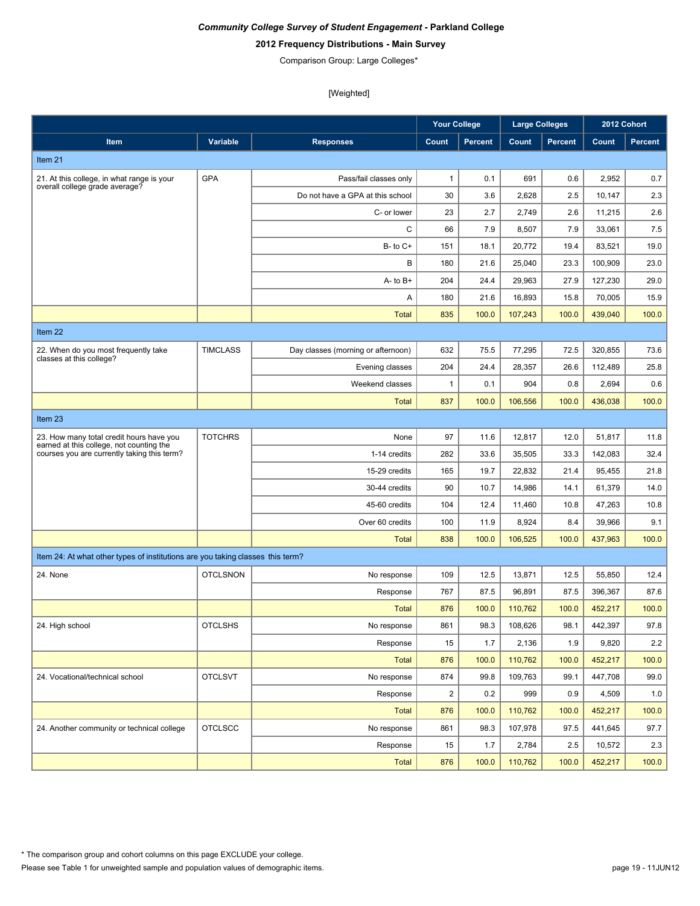***Community College Survey of Student Engagement* - Parkland College**

**2012 Frequency Distributions - Main Survey**

Comparison Group: Large Colleges*

[Weighted]

| | | | Your College | | Large Colleges | | 2012 Cohort | |
|---|---|---|---|---|---|---|---|---|
| **Item** | **Variable** | **Responses** | **Count** | **Percent** | **Count** | **Percent** | **Count** | **Percent** |
| Item 21 | | | | | | | | |
| 21. At this college, in what range is your overall college grade average? | GPA | Pass/fail classes only | 1 | 0.1 | 691 | 0.6 | 2,952 | 0.7 |
| | | Do not have a GPA at this school | 30 | 3.6 | 2,628 | 2.5 | 10,147 | 2.3 |
| | | C- or lower | 23 | 2.7 | 2,749 | 2.6 | 11,215 | 2.6 |
| | | C | 66 | 7.9 | 8,507 | 7.9 | 33,061 | 7.5 |
| | | B- to C+ | 151 | 18.1 | 20,772 | 19.4 | 83,521 | 19.0 |
| | | B | 180 | 21.6 | 25,040 | 23.3 | 100,909 | 23.0 |
| | | A- to B+ | 204 | 24.4 | 29,963 | 27.9 | 127,230 | 29.0 |
| | | A | 180 | 21.6 | 16,893 | 15.8 | 70,005 | 15.9 |
| | | Total | 835 | 100.0 | 107,243 | 100.0 | 439,040 | 100.0 |
| Item 22 | | | | | | | | |
| 22. When do you most frequently take classes at this college? | TIMCLASS | Day classes (morning or afternoon) | 632 | 75.5 | 77,295 | 72.5 | 320,855 | 73.6 |
| | | Evening classes | 204 | 24.4 | 28,357 | 26.6 | 112,489 | 25.8 |
| | | Weekend classes | 1 | 0.1 | 904 | 0.8 | 2,694 | 0.6 |
| | | Total | 837 | 100.0 | 106,556 | 100.0 | 436,038 | 100.0 |
| Item 23 | | | | | | | | |
| 23. How many total credit hours have you earned at this college, not counting the courses you are currently taking this term? | TOTCHRS | None | 97 | 11.6 | 12,817 | 12.0 | 51,817 | 11.8 |
| | | 1-14 credits | 282 | 33.6 | 35,505 | 33.3 | 142,083 | 32.4 |
| | | 15-29 credits | 165 | 19.7 | 22,832 | 21.4 | 95,455 | 21.8 |
| | | 30-44 credits | 90 | 10.7 | 14,986 | 14.1 | 61,379 | 14.0 |
| | | 45-60 credits | 104 | 12.4 | 11,460 | 10.8 | 47,263 | 10.8 |
| | | Over 60 credits | 100 | 11.9 | 8,924 | 8.4 | 39,966 | 9.1 |
| | | Total | 838 | 100.0 | 106,525 | 100.0 | 437,963 | 100.0 |
| Item 24: At what other types of institutions are you taking classes this term? | | | | | | | | |
| 24. None | OTCLSNON | No response | 109 | 12.5 | 13,871 | 12.5 | 55,850 | 12.4 |
| | | Response | 767 | 87.5 | 96,891 | 87.5 | 396,367 | 87.6 |
| | | Total | 876 | 100.0 | 110,762 | 100.0 | 452,217 | 100.0 |
| 24. High school | OTCLSHS | No response | 861 | 98.3 | 108,626 | 98.1 | 442,397 | 97.8 |
| | | Response | 15 | 1.7 | 2,136 | 1.9 | 9,820 | 2.2 |
| | | Total | 876 | 100.0 | 110,762 | 100.0 | 452,217 | 100.0 |
| 24. Vocational/technical school | OTCLSVT | No response | 874 | 99.8 | 109,763 | 99.1 | 447,708 | 99.0 |
| | | Response | 2 | 0.2 | 999 | 0.9 | 4,509 | 1.0 |
| | | Total | 876 | 100.0 | 110,762 | 100.0 | 452,217 | 100.0 |
| 24. Another community or technical college | OTCLSCC | No response | 861 | 98.3 | 107,978 | 97.5 | 441,645 | 97.7 |
| | | Response | 15 | 1.7 | 2,784 | 2.5 | 10,572 | 2.3 |
| | | Total | 876 | 100.0 | 110,762 | 100.0 | 452,217 | 100.0 |

\* The comparison group and cohort columns on this page EXCLUDE your college.

Please see Table 1 for unweighted sample and population values of demographic items.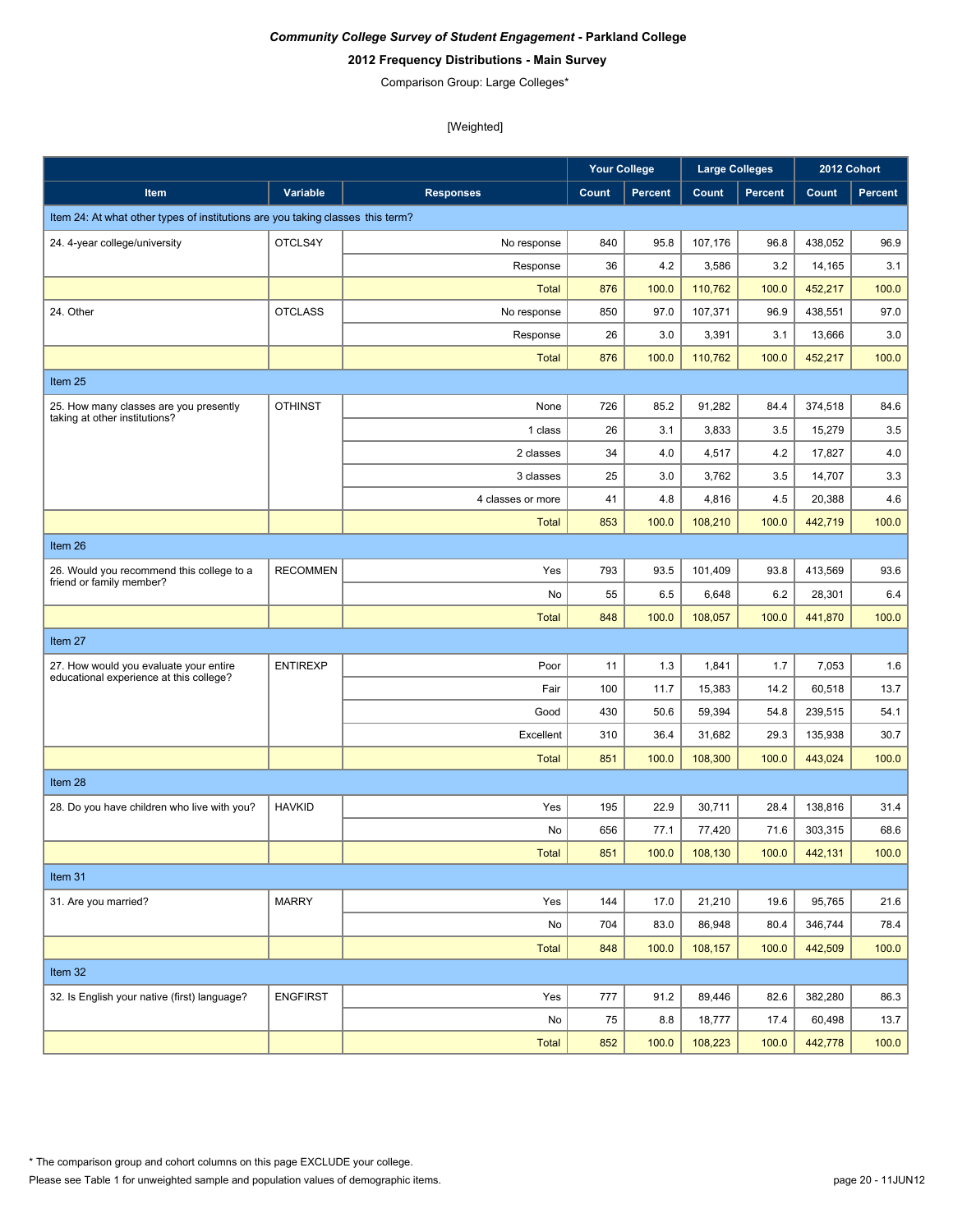***Community College Survey of Student Engagement* - Parkland College**

**2012 Frequency Distributions - Main Survey**

Comparison Group: Large Colleges*

[Weighted]

| | | | Your College | | Large Colleges | | 2012 Cohort | |
|---|---|---|---|---|---|---|---|---|
| **Item** | **Variable** | **Responses** | **Count** | **Percent** | **Count** | **Percent** | **Count** | **Percent** |
| Item 24: At what other types of institutions are you taking classes this term? | | | | | | | | |
| 24. 4-year college/university | OTCLS4Y | No response | 840 | 95.8 | 107,176 | 96.8 | 438,052 | 96.9 |
| | | Response | 36 | 4.2 | 3,586 | 3.2 | 14,165 | 3.1 |
| | | Total | 876 | 100.0 | 110,762 | 100.0 | 452,217 | 100.0 |
| 24. Other | OTCLASS | No response | 850 | 97.0 | 107,371 | 96.9 | 438,551 | 97.0 |
| | | Response | 26 | 3.0 | 3,391 | 3.1 | 13,666 | 3.0 |
| | | Total | 876 | 100.0 | 110,762 | 100.0 | 452,217 | 100.0 |
| Item 25 | | | | | | | | |
| 25. How many classes are you presently taking at other institutions? | OTHINST | None | 726 | 85.2 | 91,282 | 84.4 | 374,518 | 84.6 |
| | | 1 class | 26 | 3.1 | 3,833 | 3.5 | 15,279 | 3.5 |
| | | 2 classes | 34 | 4.0 | 4,517 | 4.2 | 17,827 | 4.0 |
| | | 3 classes | 25 | 3.0 | 3,762 | 3.5 | 14,707 | 3.3 |
| | | 4 classes or more | 41 | 4.8 | 4,816 | 4.5 | 20,388 | 4.6 |
| | | Total | 853 | 100.0 | 108,210 | 100.0 | 442,719 | 100.0 |
| Item 26 | | | | | | | | |
| 26. Would you recommend this college to a friend or family member? | RECOMMEN | Yes | 793 | 93.5 | 101,409 | 93.8 | 413,569 | 93.6 |
| | | No | 55 | 6.5 | 6,648 | 6.2 | 28,301 | 6.4 |
| | | Total | 848 | 100.0 | 108,057 | 100.0 | 441,870 | 100.0 |
| Item 27 | | | | | | | | |
| 27. How would you evaluate your entire educational experience at this college? | ENTIREXP | Poor | 11 | 1.3 | 1,841 | 1.7 | 7,053 | 1.6 |
| | | Fair | 100 | 11.7 | 15,383 | 14.2 | 60,518 | 13.7 |
| | | Good | 430 | 50.6 | 59,394 | 54.8 | 239,515 | 54.1 |
| | | Excellent | 310 | 36.4 | 31,682 | 29.3 | 135,938 | 30.7 |
| | | Total | 851 | 100.0 | 108,300 | 100.0 | 443,024 | 100.0 |
| Item 28 | | | | | | | | |
| 28. Do you have children who live with you? | HAVKID | Yes | 195 | 22.9 | 30,711 | 28.4 | 138,816 | 31.4 |
| | | No | 656 | 77.1 | 77,420 | 71.6 | 303,315 | 68.6 |
| | | Total | 851 | 100.0 | 108,130 | 100.0 | 442,131 | 100.0 |
| Item 31 | | | | | | | | |
| 31. Are you married? | MARRY | Yes | 144 | 17.0 | 21,210 | 19.6 | 95,765 | 21.6 |
| | | No | 704 | 83.0 | 86,948 | 80.4 | 346,744 | 78.4 |
| | | Total | 848 | 100.0 | 108,157 | 100.0 | 442,509 | 100.0 |
| Item 32 | | | | | | | | |
| 32. Is English your native (first) language? | ENGFIRST | Yes | 777 | 91.2 | 89,446 | 82.6 | 382,280 | 86.3 |
| | | No | 75 | 8.8 | 18,777 | 17.4 | 60,498 | 13.7 |
| | | Total | 852 | 100.0 | 108,223 | 100.0 | 442,778 | 100.0 |

* The comparison group and cohort columns on this page EXCLUDE your college.

Please see Table 1 for unweighted sample and population values of demographic items.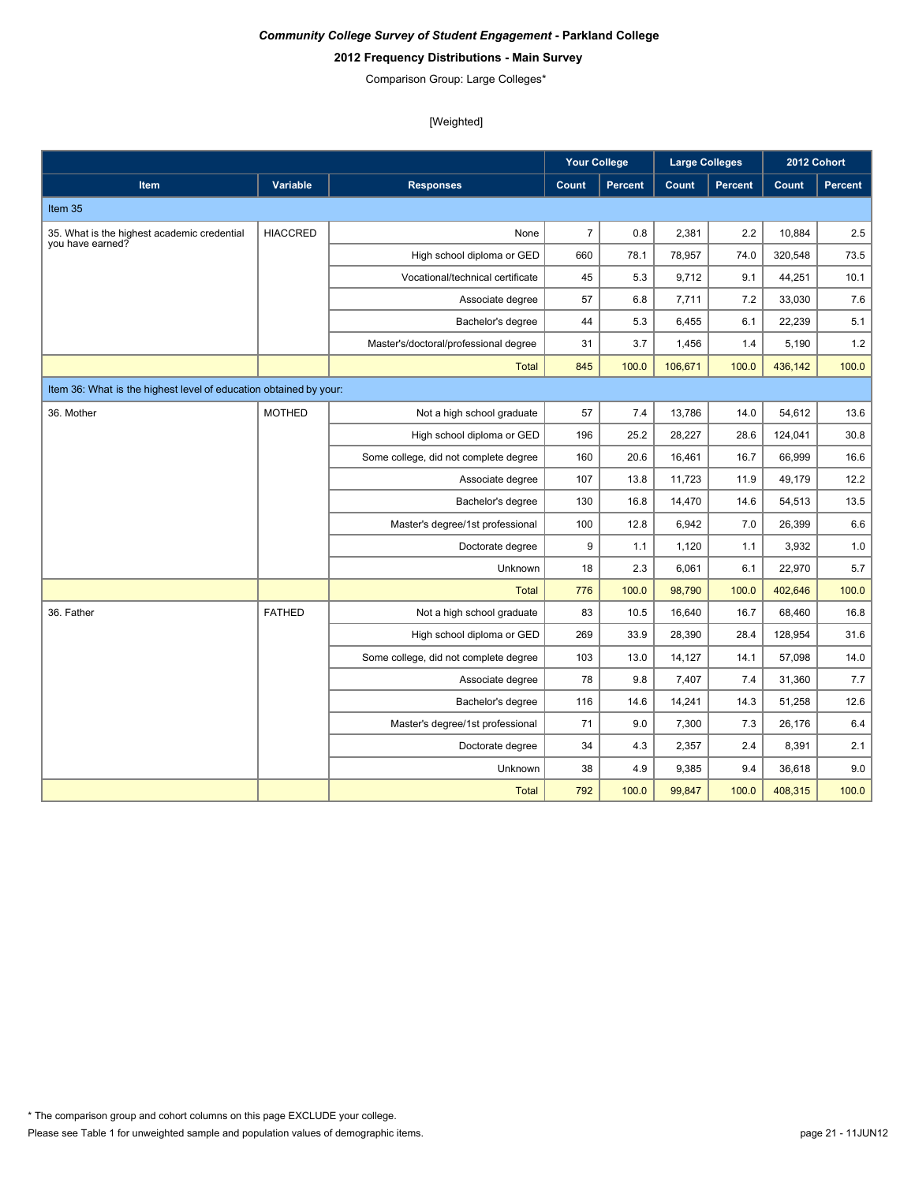***Community College Survey of Student Engagement* - Parkland College**

**2012 Frequency Distributions - Main Survey**

Comparison Group: Large Colleges*

[Weighted]

| | | | Your College | | Large Colleges | | 2012 Cohort | |
|---|---|---|---|---|---|---|---|---|
| **Item** | **Variable** | **Responses** | **Count** | **Percent** | **Count** | **Percent** | **Count** | **Percent** |
| Item 35 | | | | | | | | |
| 35. What is the highest academic credential you have earned? | HIACCRED | None | 7 | 0.8 | 2,381 | 2.2 | 10,884 | 2.5 |
| | | High school diploma or GED | 660 | 78.1 | 78,957 | 74.0 | 320,548 | 73.5 |
| | | Vocational/technical certificate | 45 | 5.3 | 9,712 | 9.1 | 44,251 | 10.1 |
| | | Associate degree | 57 | 6.8 | 7,711 | 7.2 | 33,030 | 7.6 |
| | | Bachelor's degree | 44 | 5.3 | 6,455 | 6.1 | 22,239 | 5.1 |
| | | Master's/doctoral/professional degree | 31 | 3.7 | 1,456 | 1.4 | 5,190 | 1.2 |
| | | Total | 845 | 100.0 | 106,671 | 100.0 | 436,142 | 100.0 |
| Item 36: What is the highest level of education obtained by your: | | | | | | | | |
| 36. Mother | MOTHED | Not a high school graduate | 57 | 7.4 | 13,786 | 14.0 | 54,612 | 13.6 |
| | | High school diploma or GED | 196 | 25.2 | 28,227 | 28.6 | 124,041 | 30.8 |
| | | Some college, did not complete degree | 160 | 20.6 | 16,461 | 16.7 | 66,999 | 16.6 |
| | | Associate degree | 107 | 13.8 | 11,723 | 11.9 | 49,179 | 12.2 |
| | | Bachelor's degree | 130 | 16.8 | 14,470 | 14.6 | 54,513 | 13.5 |
| | | Master's degree/1st professional | 100 | 12.8 | 6,942 | 7.0 | 26,399 | 6.6 |
| | | Doctorate degree | 9 | 1.1 | 1,120 | 1.1 | 3,932 | 1.0 |
| | | Unknown | 18 | 2.3 | 6,061 | 6.1 | 22,970 | 5.7 |
| | | Total | 776 | 100.0 | 98,790 | 100.0 | 402,646 | 100.0 |
| 36. Father | FATHED | Not a high school graduate | 83 | 10.5 | 16,640 | 16.7 | 68,460 | 16.8 |
| | | High school diploma or GED | 269 | 33.9 | 28,390 | 28.4 | 128,954 | 31.6 |
| | | Some college, did not complete degree | 103 | 13.0 | 14,127 | 14.1 | 57,098 | 14.0 |
| | | Associate degree | 78 | 9.8 | 7,407 | 7.4 | 31,360 | 7.7 |
| | | Bachelor's degree | 116 | 14.6 | 14,241 | 14.3 | 51,258 | 12.6 |
| | | Master's degree/1st professional | 71 | 9.0 | 7,300 | 7.3 | 26,176 | 6.4 |
| | | Doctorate degree | 34 | 4.3 | 2,357 | 2.4 | 8,391 | 2.1 |
| | | Unknown | 38 | 4.9 | 9,385 | 9.4 | 36,618 | 9.0 |
| | | Total | 792 | 100.0 | 99,847 | 100.0 | 408,315 | 100.0 |

* The comparison group and cohort columns on this page EXCLUDE your college.

Please see Table 1 for unweighted sample and population values of demographic items.